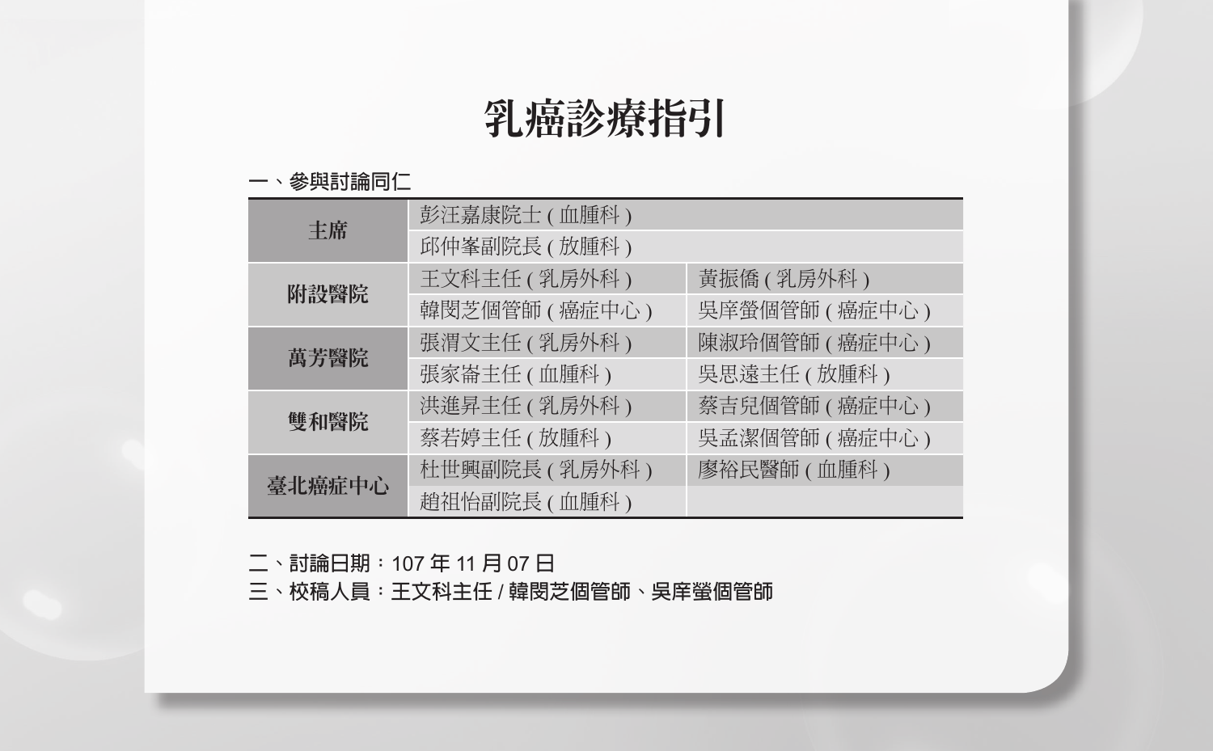# 乳癌診療指引

## 一、參與討論同仁

| | | |
|---|---|---|
| 主席 | 彭汪嘉康院士 ( 血腫科 ) | |
| | 邱仲峯副院長 ( 放腫科 ) | |
| 附設醫院 | 王文科主任 ( 乳房外科 ) | 黃振僑 ( 乳房外科 ) |
| | 韓閔芝個管師 ( 癌症中心 ) | 吳庠螢個管師 ( 癌症中心 ) |
| 萬芳醫院 | 張渭文主任 ( 乳房外科 ) | 陳淑玲個管師 ( 癌症中心 ) |
| | 張家崙主任 ( 血腫科 ) | 吳思遠主任 ( 放腫科 ) |
| 雙和醫院 | 洪進昇主任 ( 乳房外科 ) | 蔡吉兒個管師 ( 癌症中心 ) |
| | 蔡若婷主任 ( 放腫科 ) | 吳孟潔個管師 ( 癌症中心 ) |
| 臺北癌症中心 | 杜世興副院長 ( 乳房外科 ) | 廖裕民醫師 ( 血腫科 ) |
| | 趙祖怡副院長 ( 血腫科 ) | |

## 二、討論日期：107 年 11 月 07 日

## 三、校稿人員：王文科主任 / 韓閔芝個管師、吳庠螢個管師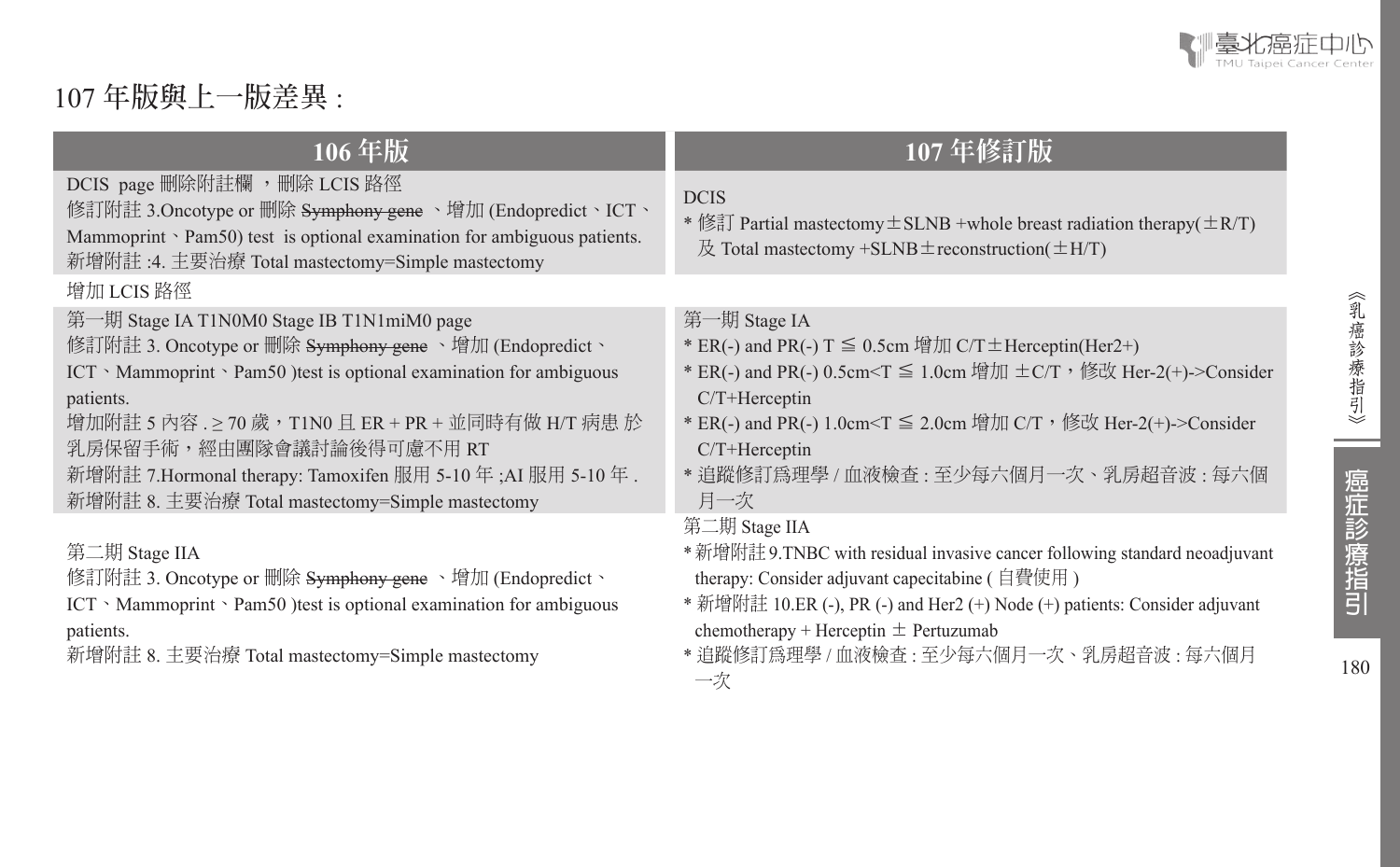# 107 年版與上一版差異 :

| 106 年版 | 107 年修訂版 |
|---|---|
| DCIS page 刪除附註欄 ，刪除 LCIS 路徑<br>修訂附註 3.Oncotype or 刪除 ~~Symphony gene~~ 、增加 (Endopredict、ICT、Mammoprint、Pam50) test is optional examination for ambiguous patients.<br>新增附註 :4. 主要治療 Total mastectomy=Simple mastectomy | DCIS<br>* 修訂 Partial mastectomy±SLNB +whole breast radiation therapy(±R/T) 及 Total mastectomy +SLNB±reconstruction(±H/T) |
| 增加 LCIS 路徑 | |
| 第一期 Stage IA T1N0M0 Stage IB T1N1miM0 page<br>修訂附註 3. Oncotype or 刪除 ~~Symphony gene~~ 、增加 (Endopredict、ICT、Mammoprint、Pam50 )test is optional examination for ambiguous patients.<br>增加附註 5 內容 . ≥ 70 歲，T1N0 且 ER + PR + 並同時有做 H/T 病患 於乳房保留手術，經由團隊會議討論後得可慮不用 RT<br>新增附註 7.Hormonal therapy: Tamoxifen 服用 5-10 年 ;AI 服用 5-10 年 .<br>新增附註 8. 主要治療 Total mastectomy=Simple mastectomy | 第一期 Stage IA<br>* ER(-) and PR(-) T ≦ 0.5cm 增加 C/T±Herceptin(Her2+)<br>* ER(-) and PR(-) 0.5cm<T ≦ 1.0cm 增加 ±C/T，修改 Her-2(+)->Consider C/T+Herceptin<br>* ER(-) and PR(-) 1.0cm<T ≦ 2.0cm 增加 C/T，修改 Her-2(+)->Consider C/T+Herceptin<br>* 追蹤修訂爲理學 / 血液檢查 : 至少每六個月一次、乳房超音波 : 每六個月一次 |
| 第二期 Stage IIA<br>修訂附註 3. Oncotype or 刪除 ~~Symphony gene~~ 、增加 (Endopredict、ICT、Mammoprint、Pam50 )test is optional examination for ambiguous patients.<br>新增附註 8. 主要治療 Total mastectomy=Simple mastectomy | 第二期 Stage IIA<br>* 新增附註 9.TNBC with residual invasive cancer following standard neoadjuvant therapy: Consider adjuvant capecitabine ( 自費使用 )<br>* 新增附註 10.ER (-), PR (-) and Her2 (+) Node (+) patients: Consider adjuvant chemotherapy + Herceptin ± Pertuzumab<br>* 追蹤修訂爲理學 / 血液檢查 : 至少每六個月一次、乳房超音波 : 每六個月一次 |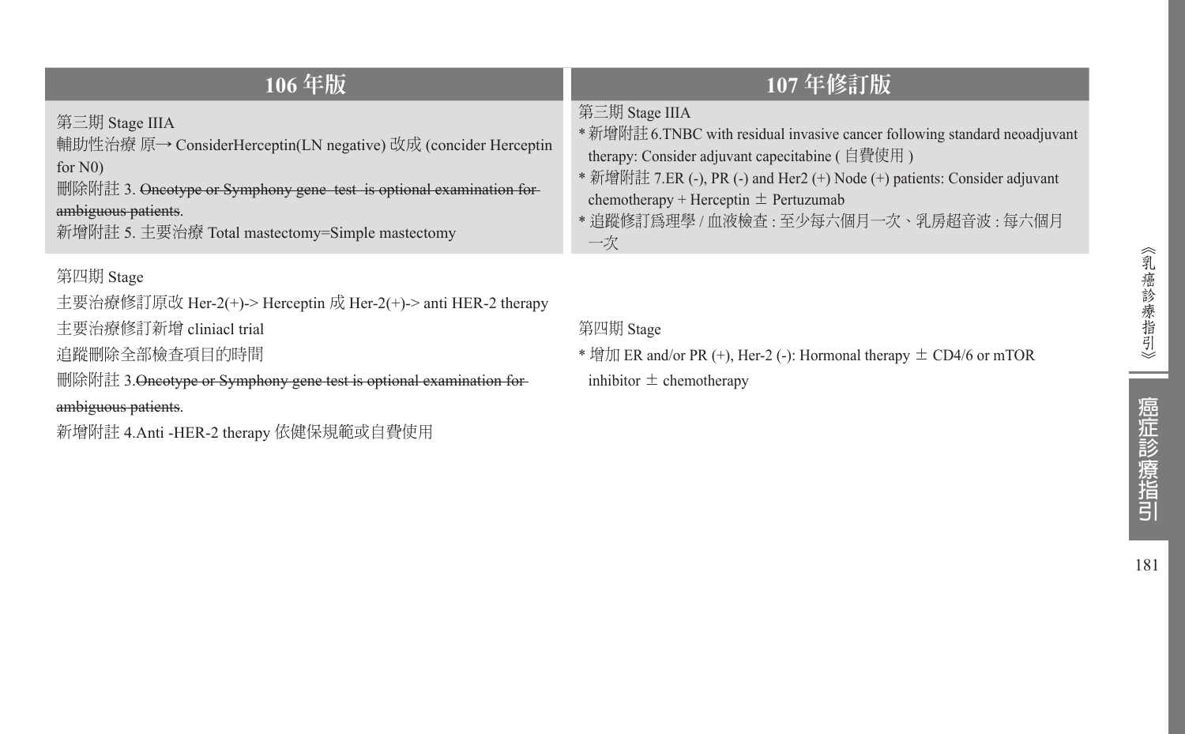| 106 年版 | 107 年修訂版 |
|---|---|
| 第三期 Stage IIIA<br>輔助性治療 原→ ConsiderHerceptin(LN negative) 改成 (concider Herceptin for N0)<br>刪除附註 3. ~~Oncotype or Symphony gene test is optional examination for ambiguous patients~~.<br>新增附註 5. 主要治療 Total mastectomy=Simple mastectomy | 第三期 Stage IIIA<br>* 新增附註 6.TNBC with residual invasive cancer following standard neoadjuvant therapy: Consider adjuvant capecitabine ( 自費使用 )<br>* 新增附註 7.ER (-), PR (-) and Her2 (+) Node (+) patients: Consider adjuvant chemotherapy + Herceptin ± Pertuzumab<br>* 追蹤修訂為理學 / 血液檢查 : 至少每六個月一次、乳房超音波 : 每六個月一次 |
| 第四期 Stage<br>主要治療修訂原改 Her-2(+)-> Herceptin 成 Her-2(+)-> anti HER-2 therapy<br>主要治療修訂新增 cliniacl trial<br>追蹤刪除全部檢查項目的時間<br>刪除附註 3.~~Oncotype or Symphony gene test is optional examination for ambiguous patients~~.<br>新增附註 4.Anti -HER-2 therapy 依健保規範或自費使用 | 第四期 Stage<br>* 增加 ER and/or PR (+), Her-2 (-): Hormonal therapy ± CD4/6 or mTOR inhibitor ± chemotherapy |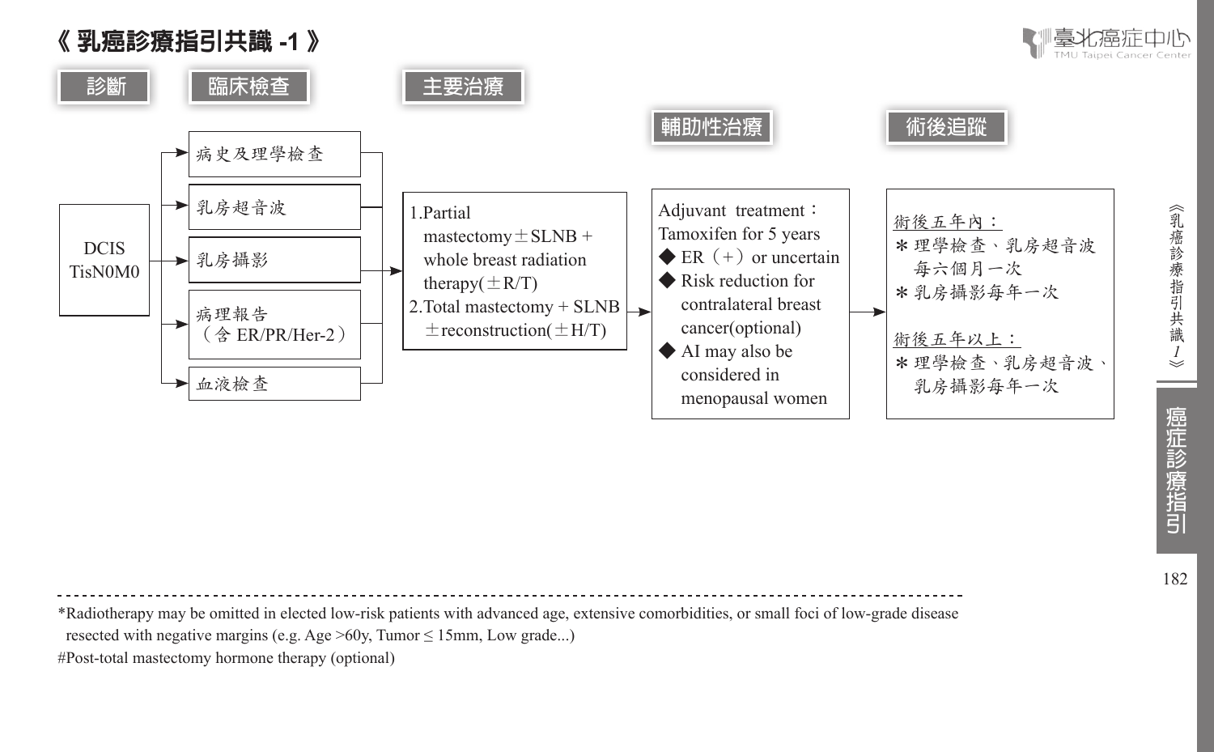# 《 乳癌診療指引共識 -1 》

## 診斷

DCIS
TisN0M0

## 臨床檢查

- 病史及理學檢查
- 乳房超音波
- 乳房攝影
- 病理報告（含 ER/PR/Her-2）
- 血液檢查

## 主要治療

1. Partial mastectomy ± SLNB + whole breast radiation therapy(±R/T)
2. Total mastectomy + SLNB ± reconstruction(±H/T)

## 輔助性治療

Adjuvant treatment：
Tamoxifen for 5 years

- ER（+）or uncertain
- Risk reduction for contralateral breast cancer(optional)
- AI may also be considered in menopausal women

## 術後追蹤

術後五年內：

- 理學檢查、乳房超音波每六個月一次
- 乳房攝影每年一次

術後五年以上：

- 理學檢查、乳房超音波、乳房攝影每年一次

---

*Radiotherapy may be omitted in elected low-risk patients with advanced age, extensive comorbidities, or small foci of low-grade disease resected with negative margins (e.g. Age >60y, Tumor ≤ 15mm, Low grade...)

#Post-total mastectomy hormone therapy (optional)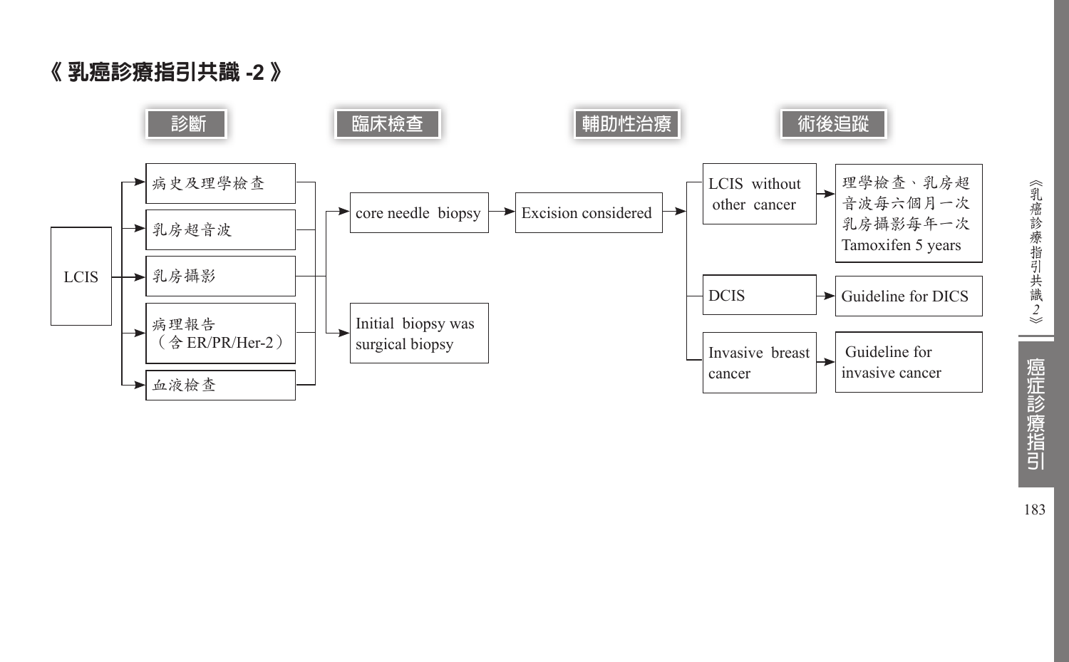# 《 乳癌診療指引共識 -2 》

**診斷** → **臨床檢查** → **輔助性治療** → **術後追蹤**

**LCIS**

- 診斷：
  - 病史及理學檢查
  - 乳房超音波
  - 乳房攝影
  - 病理報告（含 ER/PR/Her-2）
  - 血液檢查
- 臨床檢查：
  - core needle biopsy → Excision considered
  - Initial biopsy was surgical biopsy
- 輔助性治療 / 術後追蹤：
  - LCIS without other cancer → 理學檢查、乳房超音波每六個月一次 乳房攝影每年一次 Tamoxifen 5 years
  - DCIS → Guideline for DICS
  - Invasive breast cancer → Guideline for invasive cancer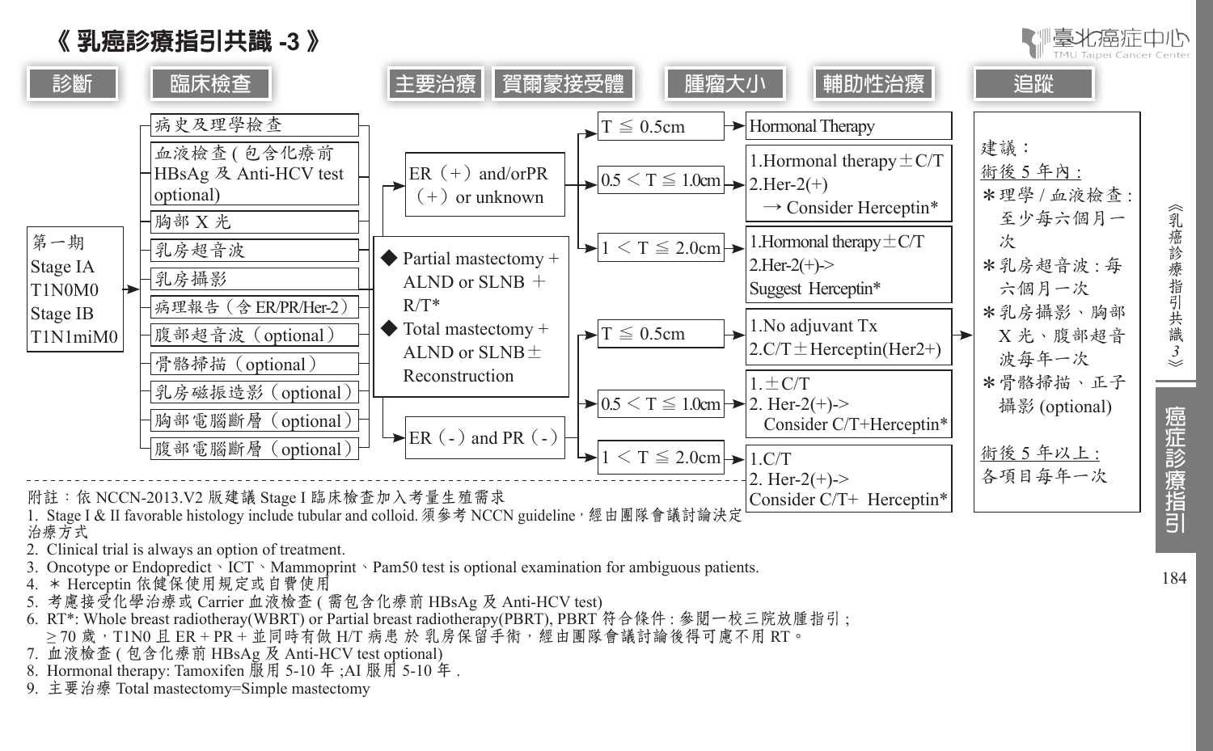# 《 乳癌診療指引共識 -3 》

**診斷** | **臨床檢查** | **主要治療** | **賀爾蒙接受體** | **腫瘤大小** | **輔助性治療** | **追蹤**

## 診斷

第一期
Stage IA
T1N0M0
Stage IB
T1N1miM0

## 臨床檢查

- 病史及理學檢查
- 血液檢查 ( 包含化療前 HBsAg 及 Anti-HCV test optional)
- 胸部 X 光
- 乳房超音波
- 乳房攝影
- 病理報告（含 ER/PR/Her-2）
- 腹部超音波（optional）
- 骨骼掃描（optional）
- 乳房磁振造影（optional）
- 胸部電腦斷層（optional）
- 腹部電腦斷層（optional）

## 主要治療

- ◆ Partial mastectomy + ALND or SLNB ＋ R/T*
- ◆ Total mastectomy + ALND or SLNB ± Reconstruction

## 賀爾蒙接受體 / 腫瘤大小 / 輔助性治療

| 賀爾蒙接受體 | 腫瘤大小 | 輔助性治療 |
|---|---|---|
| ER（+）and/orPR（+）or unknown | T ≦ 0.5cm | Hormonal Therapy |
| | 0.5 ＜ T ≦ 1.0cm | 1.Hormonal therapy ± C/T<br>2.Her-2(+) → Consider Herceptin* |
| | 1 ＜ T ≦ 2.0cm | 1.Hormonal therapy ± C/T<br>2.Her-2(+)-> Suggest Herceptin* |
| ER（-）and PR（-） | T ≦ 0.5cm | 1.No adjuvant Tx<br>2.C/T ± Herceptin(Her2+) |
| | 0.5 ＜ T ≦ 1.0cm | 1. ± C/T<br>2. Her-2(+)-> Consider C/T+Herceptin* |
| | 1 ＜ T ≦ 2.0cm | 1.C/T<br>2. Her-2(+)-> Consider C/T+ Herceptin* |

## 追蹤

建議：

術後 5 年內 :
- ＊理學 / 血液檢查 : 至少每六個月一次
- ＊乳房超音波 : 每六個月一次
- ＊乳房攝影、胸部 X 光、腹部超音波每年一次
- ＊骨骼掃描、正子攝影 (optional)

術後 5 年以上 :
各項目每年一次

---

附註：依 NCCN-2013.V2 版建議 Stage I 臨床檢查加入考量生殖需求

1. Stage I & II favorable histology include tubular and colloid. 須參考 NCCN guideline，經由團隊會議討論決定治療方式
2. Clinical trial is always an option of treatment.
3. Oncotype or Endopredict、ICT、Mammoprint、Pam50 test is optional examination for ambiguous patients.
4. ＊ Herceptin 依健保使用規定或自費使用
5. 考慮接受化學治療或 Carrier 血液檢查 ( 需包含化療前 HBsAg 及 Anti-HCV test)
6. RT*: Whole breast radiotheray(WBRT) or Partial breast radiotherapy(PBRT), PBRT 符合條件 : 參閱一校三院放腫指引 ; ≥ 70 歲，T1N0 且 ER + PR + 並同時有做 H/T 病患 於 乳房保留手術，經由團隊會議討論後得可慮不用 RT。
7. 血液檢查 ( 包含化療前 HBsAg 及 Anti-HCV test optional)
8. Hormonal therapy: Tamoxifen 服用 5-10 年 ;AI 服用 5-10 年 .
9. 主要治療 Total mastectomy=Simple mastectomy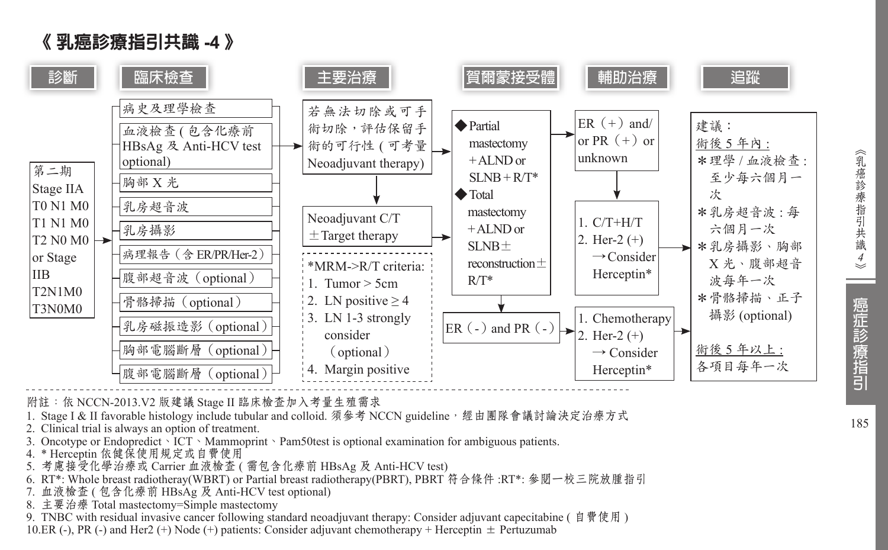# 《乳癌診療指引共識 -4》

## 診斷

第二期
Stage IIA
T0 N1 M0
T1 N1 M0
T2 N0 M0
or Stage
IIB
T2N1M0
T3N0M0

## 臨床檢查

- 病史及理學檢查
- 血液檢查(包含化療前 HBsAg 及 Anti-HCV test optional)
- 胸部 X 光
- 乳房超音波
- 乳房攝影
- 病理報告(含 ER/PR/Her-2)
- 腹部超音波(optional)
- 骨骼掃描(optional)
- 乳房磁振造影(optional)
- 胸部電腦斷層(optional)
- 腹部電腦斷層(optional)

## 主要治療

若無法切除或可手術切除,評估保留手術的可行性(可考量 Neoadjuvant therapy)

→ Neoadjuvant C/T ±Target therapy

*MRM->R/T criteria:
1. Tumor > 5cm
2. LN positive ≥ 4
3. LN 1-3 strongly consider (optional)
4. Margin positive

- ◆Partial mastectomy +ALND or SLNB+R/T*
- ◆Total mastectomy +ALND or SLNB± reconstruction± R/T*

## 賀爾蒙接受體

- ER(+) and/ or PR(+) or unknown
- ER(-) and PR(-)

## 輔助治療

ER(+) and/ or PR(+) or unknown:
1. C/T+H/T
2. Her-2 (+) →Consider Herceptin*

ER(-) and PR(-):
1. Chemotherapy
2. Her-2 (+) → Consider Herceptin*

## 追蹤

建議:

術後 5 年內:
- *理學 / 血液檢查:至少每六個月一次
- *乳房超音波:每六個月一次
- *乳房攝影、胸部 X 光、腹部超音波每年一次
- *骨骼掃描、正子攝影 (optional)

術後 5 年以上:
各項目每年一次

附註:依 NCCN-2013.V2 版建議 Stage II 臨床檢查加入考量生殖需求

1. Stage I & II favorable histology include tubular and colloid. 須參考 NCCN guideline,經由團隊會議討論決定治療方式
2. Clinical trial is always an option of treatment.
3. Oncotype or Endopredict、ICT、Mammoprint、Pam50test is optional examination for ambiguous patients.
4. * Herceptin 依健保使用規定或自費使用
5. 考慮接受化學治療或 Carrier 血液檢查(需包含化療前 HBsAg 及 Anti-HCV test)
6. RT*: Whole breast radiotheray(WBRT) or Partial breast radiotherapy(PBRT), PBRT 符合條件 :RT*: 參閱一校三院放腫指引
7. 血液檢查(包含化療前 HBsAg 及 Anti-HCV test optional)
8. 主要治療 Total mastectomy=Simple mastectomy
9. TNBC with residual invasive cancer following standard neoadjuvant therapy: Consider adjuvant capecitabine (自費使用)
10. ER (-), PR (-) and Her2 (+) Node (+) patients: Consider adjuvant chemotherapy + Herceptin ± Pertuzumab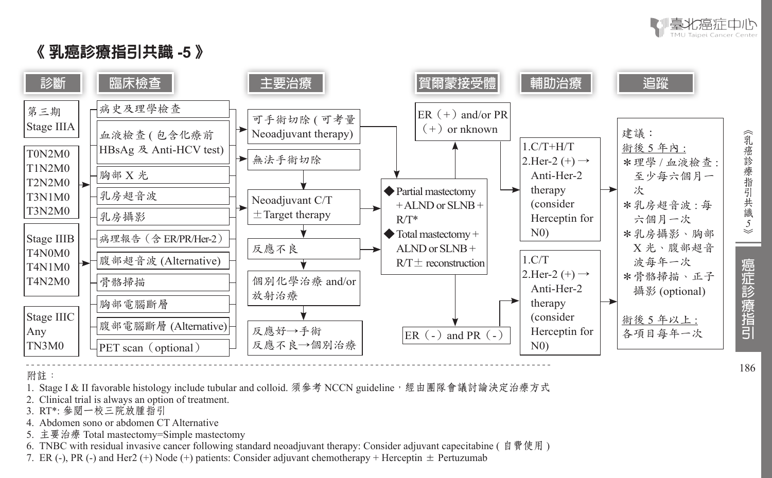# 《 乳癌診療指引共識 -5 》

## 診斷

- 第三期 Stage IIIA
  - T0N2M0
  - T1N2M0
  - T2N2M0
  - T3N1M0
  - T3N2M0
- Stage IIIB
  - T4N0M0
  - T4N1M0
  - T4N2M0
- Stage IIIC
  - Any TN3M0

## 臨床檢查

- 病史及理學檢查
- 血液檢查 ( 包含化療前 HBsAg 及 Anti-HCV test)
- 胸部 X 光
- 乳房超音波
- 乳房攝影
- 病理報告（含 ER/PR/Her-2）
- 腹部超音波 (Alternative)
- 骨骼掃描
- 胸部電腦斷層
- 腹部電腦斷層 (Alternative)
- PET scan（optional）

## 主要治療

- 可手術切除 ( 可考量 Neoadjuvant therapy) → 手術
- 無法手術切除 → Neoadjuvant C/T ±Target therapy
  - Neoadjuvant C/T ±Target therapy → 手術
  - → 反應不良 → 手術
  - → 個別化學治療 and/or 放射治療 → 反應好→手術；反應不良→個別治療

手術：
- ◆ Partial mastectomy + ALND or SLNB + R/T*
- ◆ Total mastectomy + ALND or SLNB + R/T± reconstruction

## 賀爾蒙接受體

- ER（+）and/or PR（+）or nknown
- ER（-）and PR（-）

## 輔助治療

- ER（+）and/or PR（+）or nknown：
  1. C/T+H/T
  2. Her-2 (+) → Anti-Her-2 therapy (consider Herceptin for N0)
- ER（-）and PR（-）：
  1. C/T
  2. Her-2 (+) → Anti-Her-2 therapy (consider Herceptin for N0)

## 追蹤

建議：

術後 5 年內：
- ＊理學 / 血液檢查 : 至少每六個月一次
- ＊乳房超音波 : 每六個月一次
- ＊乳房攝影、胸部 X 光、腹部超音波每年一次
- ＊骨骼掃描、正子攝影 (optional)

術後 5 年以上：
各項目每年一次

---

附註：

1. Stage I & II favorable histology include tubular and colloid. 須參考 NCCN guideline，經由團隊會議討論決定治療方式
2. Clinical trial is always an option of treatment.
3. RT*: 參閱一校三院放腫指引
4. Abdomen sono or abdomen CT Alternative
5. 主要治療 Total mastectomy=Simple mastectomy
6. TNBC with residual invasive cancer following standard neoadjuvant therapy: Consider adjuvant capecitabine ( 自費使用 )
7. ER (-), PR (-) and Her2 (+) Node (+) patients: Consider adjuvant chemotherapy + Herceptin ± Pertuzumab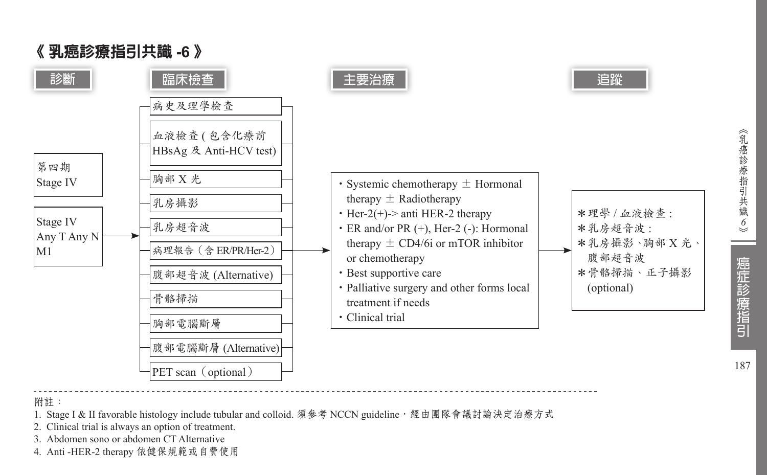# 《 乳癌診療指引共識 -6 》

## 診斷

第四期
Stage IV

Stage IV
Any T Any N
M1

## 臨床檢查

- 病史及理學檢查
- 血液檢查 ( 包含化療前 HBsAg 及 Anti-HCV test)
- 胸部 X 光
- 乳房攝影
- 乳房超音波
- 病理報告（含 ER/PR/Her-2）
- 腹部超音波 (Alternative)
- 骨骼掃描
- 胸部電腦斷層
- 腹部電腦斷層 (Alternative)
- PET scan（optional）

## 主要治療

- Systemic chemotherapy ± Hormonal therapy ± Radiotherapy
- Her-2(+)-> anti HER-2 therapy
- ER and/or PR (+), Her-2 (-): Hormonal therapy ± CD4/6i or mTOR inhibitor or chemotherapy
- Best supportive care
- Palliative surgery and other forms local treatment if needs
- Clinical trial

## 追蹤

*理學 / 血液檢查 :
*乳房超音波 :
*乳房攝影、胸部 X 光、腹部超音波
*骨骼掃描 、正子攝影 (optional)

---

附註：

1. Stage I & II favorable histology include tubular and colloid. 須參考 NCCN guideline，經由團隊會議討論決定治療方式
2. Clinical trial is always an option of treatment.
3. Abdomen sono or abdomen CT Alternative
4. Anti -HER-2 therapy 依健保規範或自費使用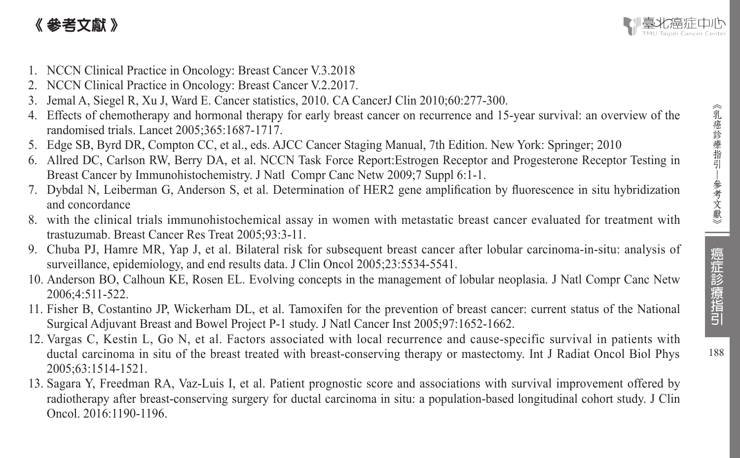# 《 參考文獻 》

1. NCCN Clinical Practice in Oncology: Breast Cancer V.3.2018
2. NCCN Clinical Practice in Oncology: Breast Cancer V.2.2017.
3. Jemal A, Siegel R, Xu J, Ward E. Cancer statistics, 2010. CA CancerJ Clin 2010;60:277-300.
4. Effects of chemotherapy and hormonal therapy for early breast cancer on recurrence and 15-year survival: an overview of the randomised trials. Lancet 2005;365:1687-1717.
5. Edge SB, Byrd DR, Compton CC, et al., eds. AJCC Cancer Staging Manual, 7th Edition. New York: Springer; 2010
6. Allred DC, Carlson RW, Berry DA, et al. NCCN Task Force Report:Estrogen Receptor and Progesterone Receptor Testing in Breast Cancer by Immunohistochemistry. J Natl Compr Canc Netw 2009;7 Suppl 6:1-1.
7. Dybdal N, Leiberman G, Anderson S, et al. Determination of HER2 gene amplification by fluorescence in situ hybridization and concordance
8. with the clinical trials immunohistochemical assay in women with metastatic breast cancer evaluated for treatment with trastuzumab. Breast Cancer Res Treat 2005;93:3-11.
9. Chuba PJ, Hamre MR, Yap J, et al. Bilateral risk for subsequent breast cancer after lobular carcinoma-in-situ: analysis of surveillance, epidemiology, and end results data. J Clin Oncol 2005;23:5534-5541.
10. Anderson BO, Calhoun KE, Rosen EL. Evolving concepts in the management of lobular neoplasia. J Natl Compr Canc Netw 2006;4:511-522.
11. Fisher B, Costantino JP, Wickerham DL, et al. Tamoxifen for the prevention of breast cancer: current status of the National Surgical Adjuvant Breast and Bowel Project P-1 study. J Natl Cancer Inst 2005;97:1652-1662.
12. Vargas C, Kestin L, Go N, et al. Factors associated with local recurrence and cause-specific survival in patients with ductal carcinoma in situ of the breast treated with breast-conserving therapy or mastectomy. Int J Radiat Oncol Biol Phys 2005;63:1514-1521.
13. Sagara Y, Freedman RA, Vaz-Luis I, et al. Patient prognostic score and associations with survival improvement offered by radiotherapy after breast-conserving surgery for ductal carcinoma in situ: a population-based longitudinal cohort study. J Clin Oncol. 2016:1190-1196.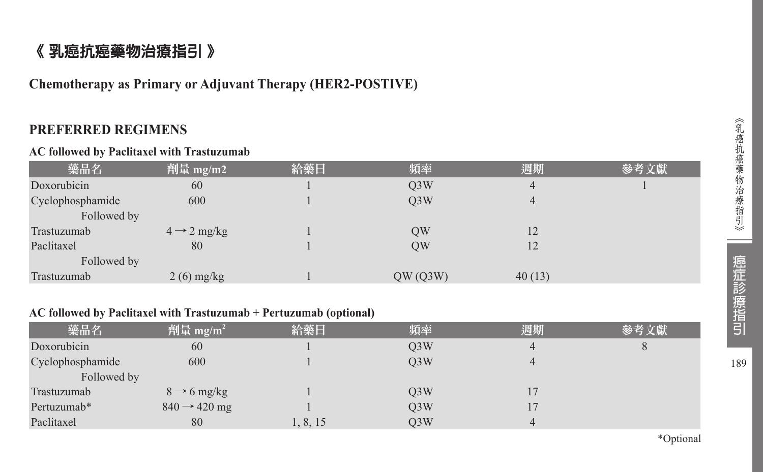# 《 乳癌抗癌藥物治療指引 》

## Chemotherapy as Primary or Adjuvant Therapy (HER2-POSTIVE)

### PREFERRED REGIMENS

**AC followed by Paclitaxel with Trastuzumab**

| 藥品名 | 劑量 mg/m2 | 給藥日 | 頻率 | 週期 | 參考文獻 |
|---|---|---|---|---|---|
| Doxorubicin | 60 | 1 | Q3W | 4 | 1 |
| Cyclophosphamide | 600 | 1 | Q3W | 4 | |
| Followed by | | | | | |
| Trastuzumab | 4 → 2 mg/kg | 1 | QW | 12 | |
| Paclitaxel | 80 | 1 | QW | 12 | |
| Followed by | | | | | |
| Trastuzumab | 2 (6) mg/kg | 1 | QW (Q3W) | 40 (13) | |

**AC followed by Paclitaxel with Trastuzumab + Pertuzumab (optional)**

| 藥品名 | 劑量 $mg/m^2$ | 給藥日 | 頻率 | 週期 | 參考文獻 |
|---|---|---|---|---|---|
| Doxorubicin | 60 | 1 | Q3W | 4 | 8 |
| Cyclophosphamide | 600 | 1 | Q3W | 4 | |
| Followed by | | | | | |
| Trastuzumab | 8 → 6 mg/kg | 1 | Q3W | 17 | |
| Pertuzumab* | 840 → 420 mg | 1 | Q3W | 17 | |
| Paclitaxel | 80 | 1, 8, 15 | Q3W | 4 | |

*Optional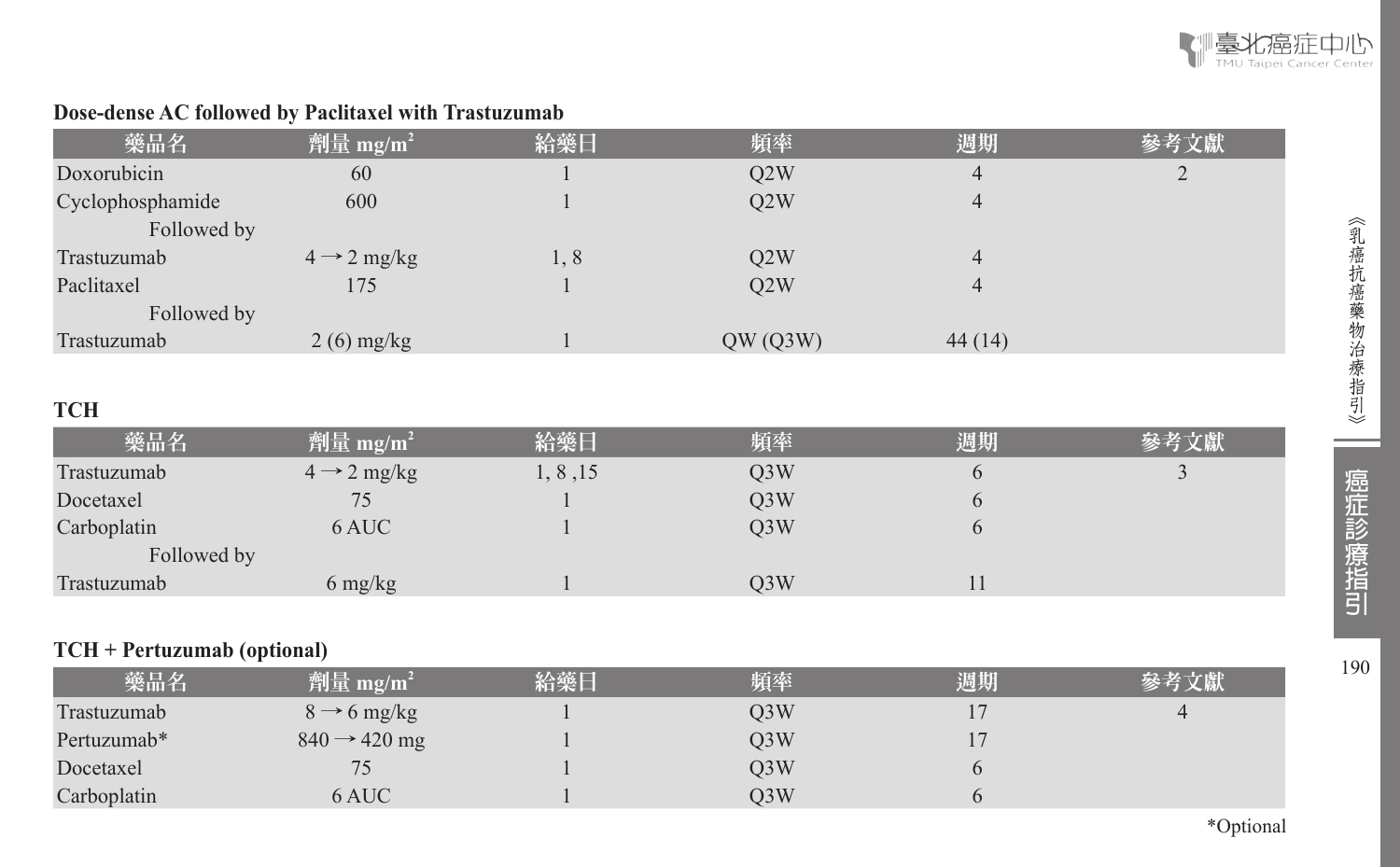**Dose-dense AC followed by Paclitaxel with Trastuzumab**

| 藥品名 | 劑量 mg/m$^2$ | 給藥日 | 頻率 | 週期 | 參考文獻 |
|---|---|---|---|---|---|
| Doxorubicin | 60 | 1 | Q2W | 4 | 2 |
| Cyclophosphamide | 600 | 1 | Q2W | 4 | |
| Followed by | | | | | |
| Trastuzumab | 4 → 2 mg/kg | 1, 8 | Q2W | 4 | |
| Paclitaxel | 175 | 1 | Q2W | 4 | |
| Followed by | | | | | |
| Trastuzumab | 2 (6) mg/kg | 1 | QW (Q3W) | 44 (14) | |

**TCH**

| 藥品名 | 劑量 mg/m$^2$ | 給藥日 | 頻率 | 週期 | 參考文獻 |
|---|---|---|---|---|---|
| Trastuzumab | 4 → 2 mg/kg | 1, 8 ,15 | Q3W | 6 | 3 |
| Docetaxel | 75 | 1 | Q3W | 6 | |
| Carboplatin | 6 AUC | 1 | Q3W | 6 | |
| Followed by | | | | | |
| Trastuzumab | 6 mg/kg | 1 | Q3W | 11 | |

**TCH + Pertuzumab (optional)**

| 藥品名 | 劑量 mg/m$^2$ | 給藥日 | 頻率 | 週期 | 參考文獻 |
|---|---|---|---|---|---|
| Trastuzumab | 8 → 6 mg/kg | 1 | Q3W | 17 | 4 |
| Pertuzumab* | 840 → 420 mg | 1 | Q3W | 17 | |
| Docetaxel | 75 | 1 | Q3W | 6 | |
| Carboplatin | 6 AUC | 1 | Q3W | 6 | |

*Optional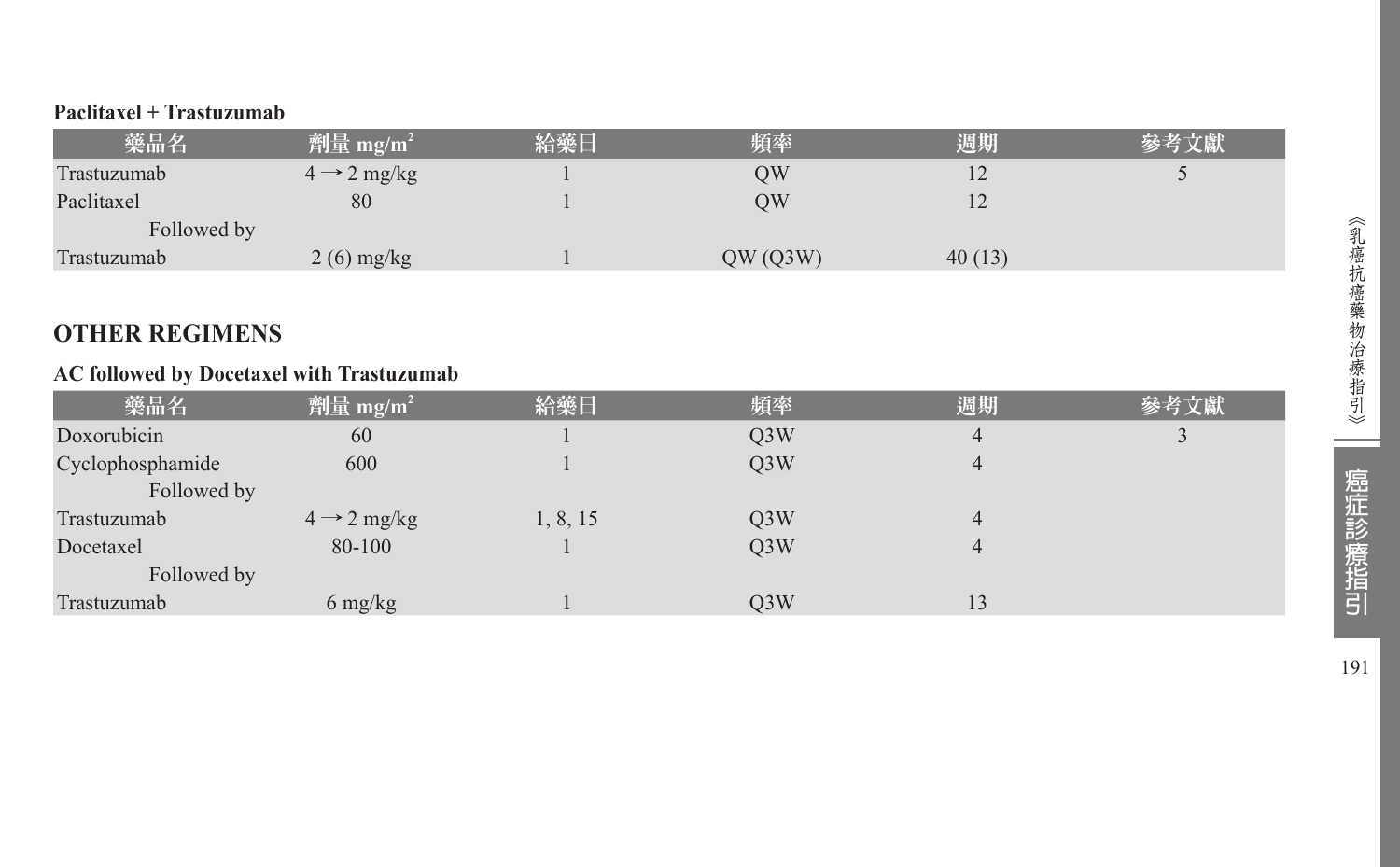**Paclitaxel + Trastuzumab**

| 藥品名 | 劑量 mg/m$^2$ | 給藥日 | 頻率 | 週期 | 參考文獻 |
|---|---|---|---|---|---|
| Trastuzumab | 4 → 2 mg/kg | 1 | QW | 12 | 5 |
| Paclitaxel | 80 | 1 | QW | 12 | |
| Followed by | | | | | |
| Trastuzumab | 2 (6) mg/kg | 1 | QW (Q3W) | 40 (13) | |

## OTHER REGIMENS

**AC followed by Docetaxel with Trastuzumab**

| 藥品名 | 劑量 mg/m$^2$ | 給藥日 | 頻率 | 週期 | 參考文獻 |
|---|---|---|---|---|---|
| Doxorubicin | 60 | 1 | Q3W | 4 | 3 |
| Cyclophosphamide | 600 | 1 | Q3W | 4 | |
| Followed by | | | | | |
| Trastuzumab | 4 → 2 mg/kg | 1, 8, 15 | Q3W | 4 | |
| Docetaxel | 80-100 | 1 | Q3W | 4 | |
| Followed by | | | | | |
| Trastuzumab | 6 mg/kg | 1 | Q3W | 13 | |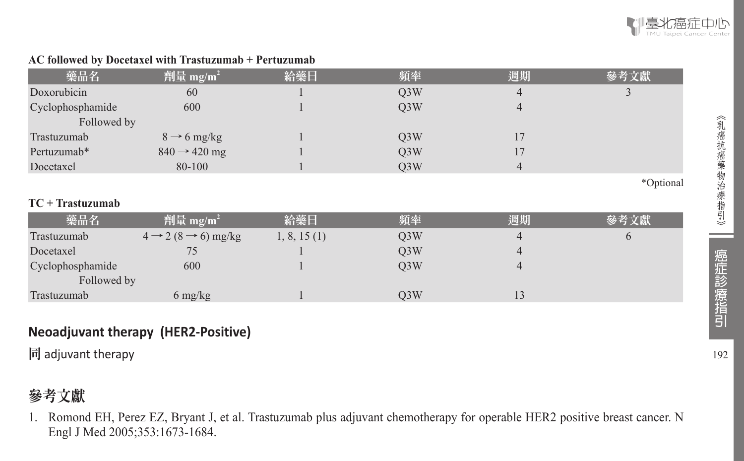**AC followed by Docetaxel with Trastuzumab + Pertuzumab**

| 藥品名 | 劑量 $mg/m^2$ | 給藥日 | 頻率 | 週期 | 參考文獻 |
|---|---|---|---|---|---|
| Doxorubicin | 60 | 1 | Q3W | 4 | 3 |
| Cyclophosphamide | 600 | 1 | Q3W | 4 | |
| Followed by | | | | | |
| Trastuzumab | 8 → 6 mg/kg | 1 | Q3W | 17 | |
| Pertuzumab* | 840 → 420 mg | 1 | Q3W | 17 | |
| Docetaxel | 80-100 | 1 | Q3W | 4 | |

*Optional

**TC + Trastuzumab**

| 藥品名 | 劑量 $mg/m^2$ | 給藥日 | 頻率 | 週期 | 參考文獻 |
|---|---|---|---|---|---|
| Trastuzumab | 4 → 2 (8 → 6) mg/kg | 1, 8, 15 (1) | Q3W | 4 | 6 |
| Docetaxel | 75 | 1 | Q3W | 4 | |
| Cyclophosphamide | 600 | 1 | Q3W | 4 | |
| Followed by | | | | | |
| Trastuzumab | 6 mg/kg | 1 | Q3W | 13 | |

## Neoadjuvant therapy (HER2-Positive)

同 adjuvant therapy

## 參考文獻

1. Romond EH, Perez EZ, Bryant J, et al. Trastuzumab plus adjuvant chemotherapy for operable HER2 positive breast cancer. N Engl J Med 2005;353:1673-1684.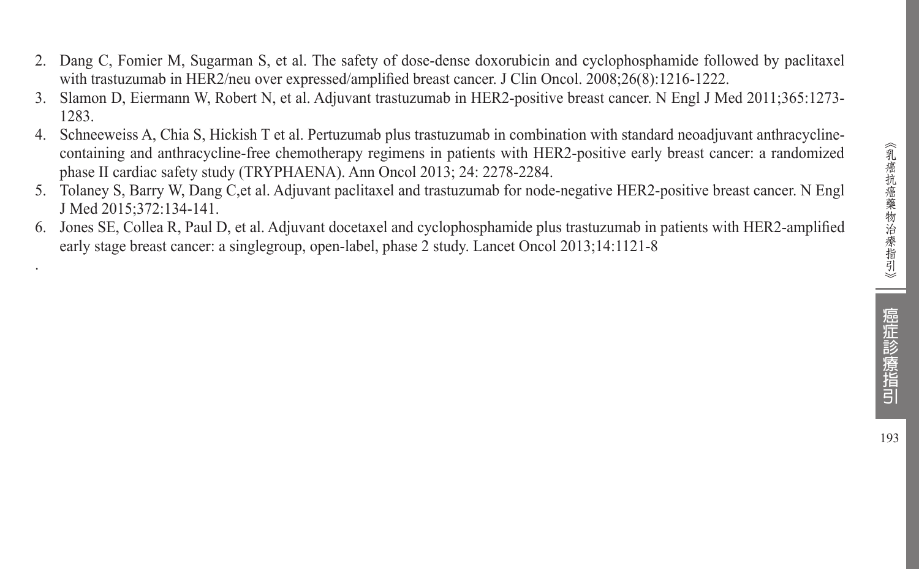2. Dang C, Fomier M, Sugarman S, et al. The safety of dose-dense doxorubicin and cyclophosphamide followed by paclitaxel with trastuzumab in HER2/neu over expressed/amplified breast cancer. J Clin Oncol. 2008;26(8):1216-1222.
3. Slamon D, Eiermann W, Robert N, et al. Adjuvant trastuzumab in HER2-positive breast cancer. N Engl J Med 2011;365:1273-1283.
4. Schneeweiss A, Chia S, Hickish T et al. Pertuzumab plus trastuzumab in combination with standard neoadjuvant anthracycline-containing and anthracycline-free chemotherapy regimens in patients with HER2-positive early breast cancer: a randomized phase II cardiac safety study (TRYPHAENA). Ann Oncol 2013; 24: 2278-2284.
5. Tolaney S, Barry W, Dang C,et al. Adjuvant paclitaxel and trastuzumab for node-negative HER2-positive breast cancer. N Engl J Med 2015;372:134-141.
6. Jones SE, Collea R, Paul D, et al. Adjuvant docetaxel and cyclophosphamide plus trastuzumab in patients with HER2-amplified early stage breast cancer: a singlegroup, open-label, phase 2 study. Lancet Oncol 2013;14:1121-8

.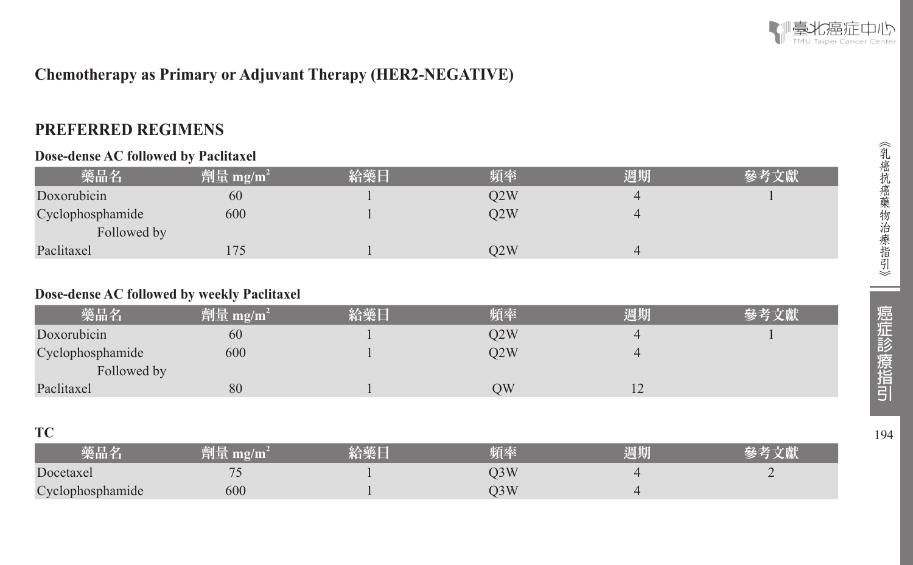## Chemotherapy as Primary or Adjuvant Therapy (HER2-NEGATIVE)

### PREFERRED REGIMENS

**Dose-dense AC followed by Paclitaxel**

| 藥品名 | 劑量 mg/m² | 給藥日 | 頻率 | 週期 | 參考文獻 |
|---|---|---|---|---|---|
| Doxorubicin | 60 | 1 | Q2W | 4 | 1 |
| Cyclophosphamide | 600 | 1 | Q2W | 4 | |
| Followed by | | | | | |
| Paclitaxel | 175 | 1 | Q2W | 4 | |

**Dose-dense AC followed by weekly Paclitaxel**

| 藥品名 | 劑量 mg/m² | 給藥日 | 頻率 | 週期 | 參考文獻 |
|---|---|---|---|---|---|
| Doxorubicin | 60 | 1 | Q2W | 4 | 1 |
| Cyclophosphamide | 600 | 1 | Q2W | 4 | |
| Followed by | | | | | |
| Paclitaxel | 80 | 1 | QW | 12 | |

**TC**

| 藥品名 | 劑量 mg/m² | 給藥日 | 頻率 | 週期 | 參考文獻 |
|---|---|---|---|---|---|
| Docetaxel | 75 | 1 | Q3W | 4 | 2 |
| Cyclophosphamide | 600 | 1 | Q3W | 4 | |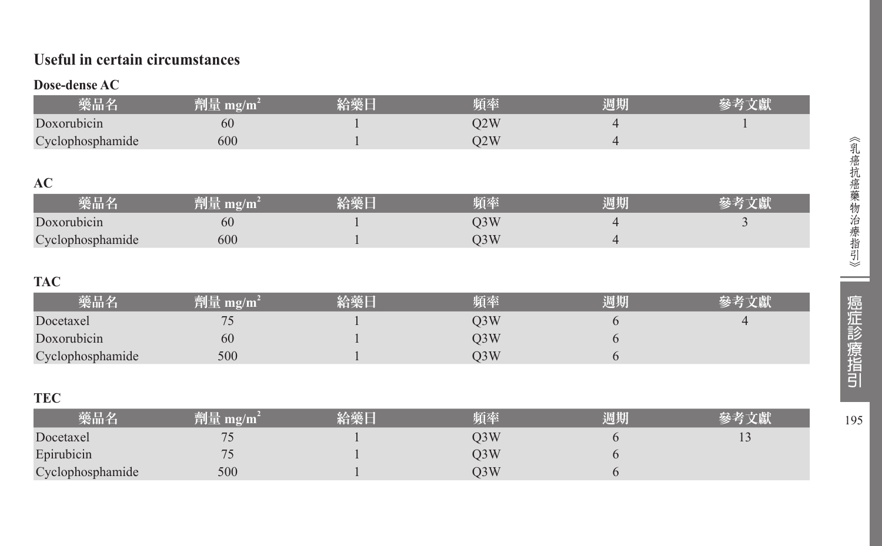## Useful in certain circumstances

### Dose-dense AC

| 藥品名 | 劑量 mg/m² | 給藥日 | 頻率 | 週期 | 參考文獻 |
|---|---|---|---|---|---|
| Doxorubicin | 60 | 1 | Q2W | 4 | 1 |
| Cyclophosphamide | 600 | 1 | Q2W | 4 | |

### AC

| 藥品名 | 劑量 mg/m² | 給藥日 | 頻率 | 週期 | 參考文獻 |
|---|---|---|---|---|---|
| Doxorubicin | 60 | 1 | Q3W | 4 | 3 |
| Cyclophosphamide | 600 | 1 | Q3W | 4 | |

### TAC

| 藥品名 | 劑量 mg/m² | 給藥日 | 頻率 | 週期 | 參考文獻 |
|---|---|---|---|---|---|
| Docetaxel | 75 | 1 | Q3W | 6 | 4 |
| Doxorubicin | 60 | 1 | Q3W | 6 | |
| Cyclophosphamide | 500 | 1 | Q3W | 6 | |

### TEC

| 藥品名 | 劑量 mg/m² | 給藥日 | 頻率 | 週期 | 參考文獻 |
|---|---|---|---|---|---|
| Docetaxel | 75 | 1 | Q3W | 6 | 13 |
| Epirubicin | 75 | 1 | Q3W | 6 | |
| Cyclophosphamide | 500 | 1 | Q3W | 6 | |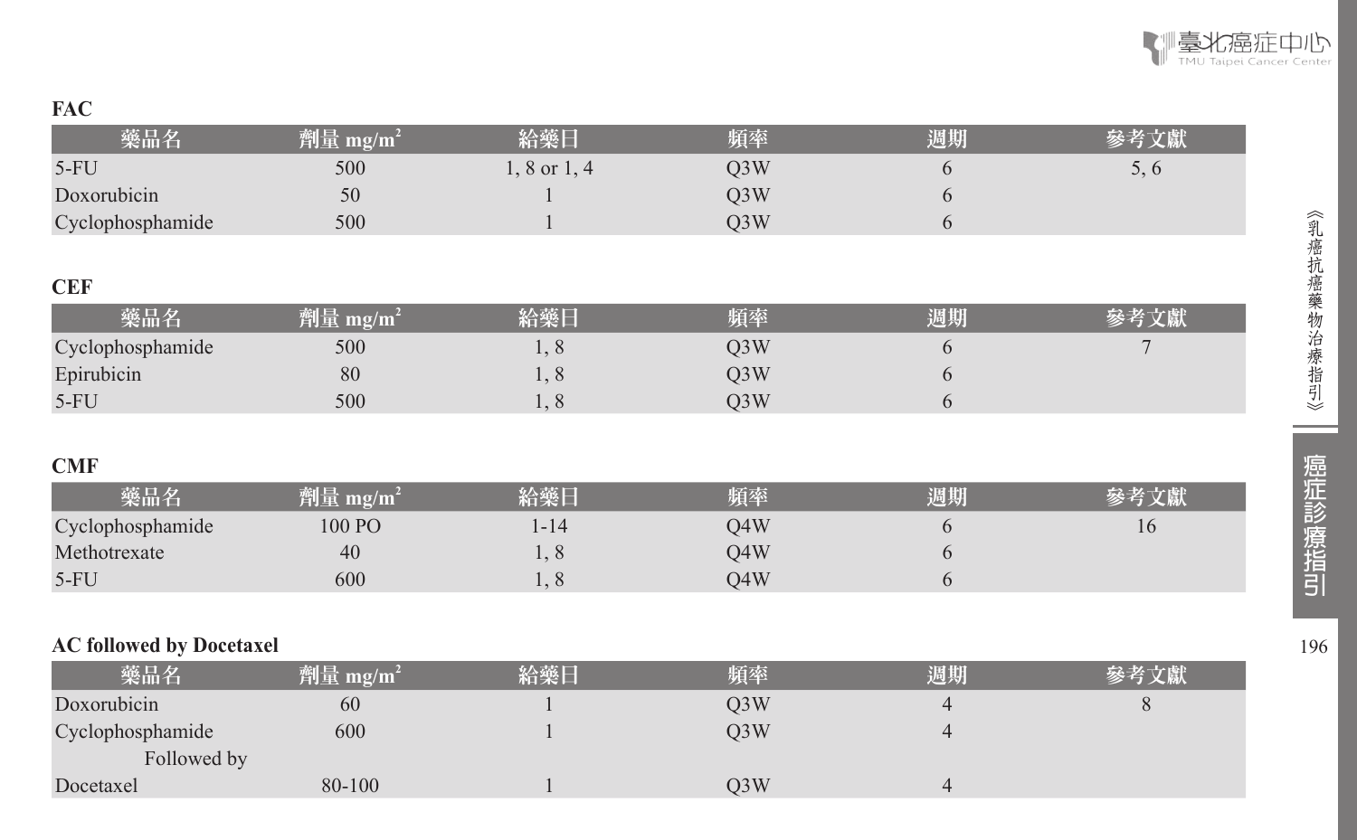**FAC**

| 藥品名 | 劑量 mg/m$^2$ | 給藥日 | 頻率 | 週期 | 參考文獻 |
|---|---|---|---|---|---|
| 5-FU | 500 | 1, 8 or 1, 4 | Q3W | 6 | 5, 6 |
| Doxorubicin | 50 | 1 | Q3W | 6 | |
| Cyclophosphamide | 500 | 1 | Q3W | 6 | |

**CEF**

| 藥品名 | 劑量 mg/m$^2$ | 給藥日 | 頻率 | 週期 | 參考文獻 |
|---|---|---|---|---|---|
| Cyclophosphamide | 500 | 1, 8 | Q3W | 6 | 7 |
| Epirubicin | 80 | 1, 8 | Q3W | 6 | |
| 5-FU | 500 | 1, 8 | Q3W | 6 | |

**CMF**

| 藥品名 | 劑量 mg/m$^2$ | 給藥日 | 頻率 | 週期 | 參考文獻 |
|---|---|---|---|---|---|
| Cyclophosphamide | 100 PO | 1-14 | Q4W | 6 | 16 |
| Methotrexate | 40 | 1, 8 | Q4W | 6 | |
| 5-FU | 600 | 1, 8 | Q4W | 6 | |

**AC followed by Docetaxel**

| 藥品名 | 劑量 mg/m$^2$ | 給藥日 | 頻率 | 週期 | 參考文獻 |
|---|---|---|---|---|---|
| Doxorubicin | 60 | 1 | Q3W | 4 | 8 |
| Cyclophosphamide | 600 | 1 | Q3W | 4 | |
| Followed by | | | | | |
| Docetaxel | 80-100 | 1 | Q3W | 4 | |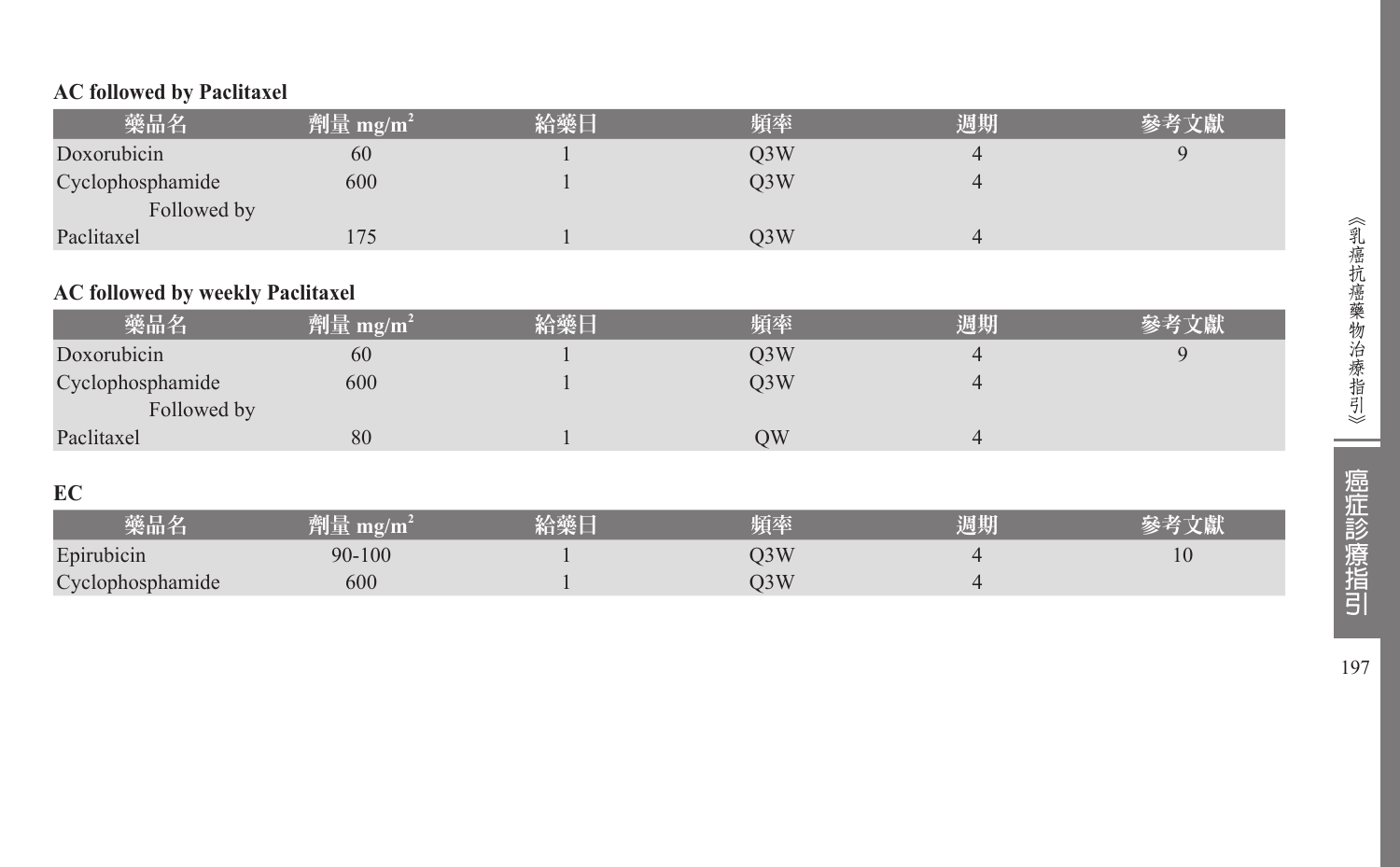**AC followed by Paclitaxel**

| 藥品名 | 劑量 mg/m$^2$ | 給藥日 | 頻率 | 週期 | 參考文獻 |
|---|---|---|---|---|---|
| Doxorubicin | 60 | 1 | Q3W | 4 | 9 |
| Cyclophosphamide | 600 | 1 | Q3W | 4 | |
| Followed by | | | | | |
| Paclitaxel | 175 | 1 | Q3W | 4 | |

**AC followed by weekly Paclitaxel**

| 藥品名 | 劑量 mg/m$^2$ | 給藥日 | 頻率 | 週期 | 參考文獻 |
|---|---|---|---|---|---|
| Doxorubicin | 60 | 1 | Q3W | 4 | 9 |
| Cyclophosphamide | 600 | 1 | Q3W | 4 | |
| Followed by | | | | | |
| Paclitaxel | 80 | 1 | QW | 4 | |

**EC**

| 藥品名 | 劑量 mg/m$^2$ | 給藥日 | 頻率 | 週期 | 參考文獻 |
|---|---|---|---|---|---|
| Epirubicin | 90-100 | 1 | Q3W | 4 | 10 |
| Cyclophosphamide | 600 | 1 | Q3W | 4 | |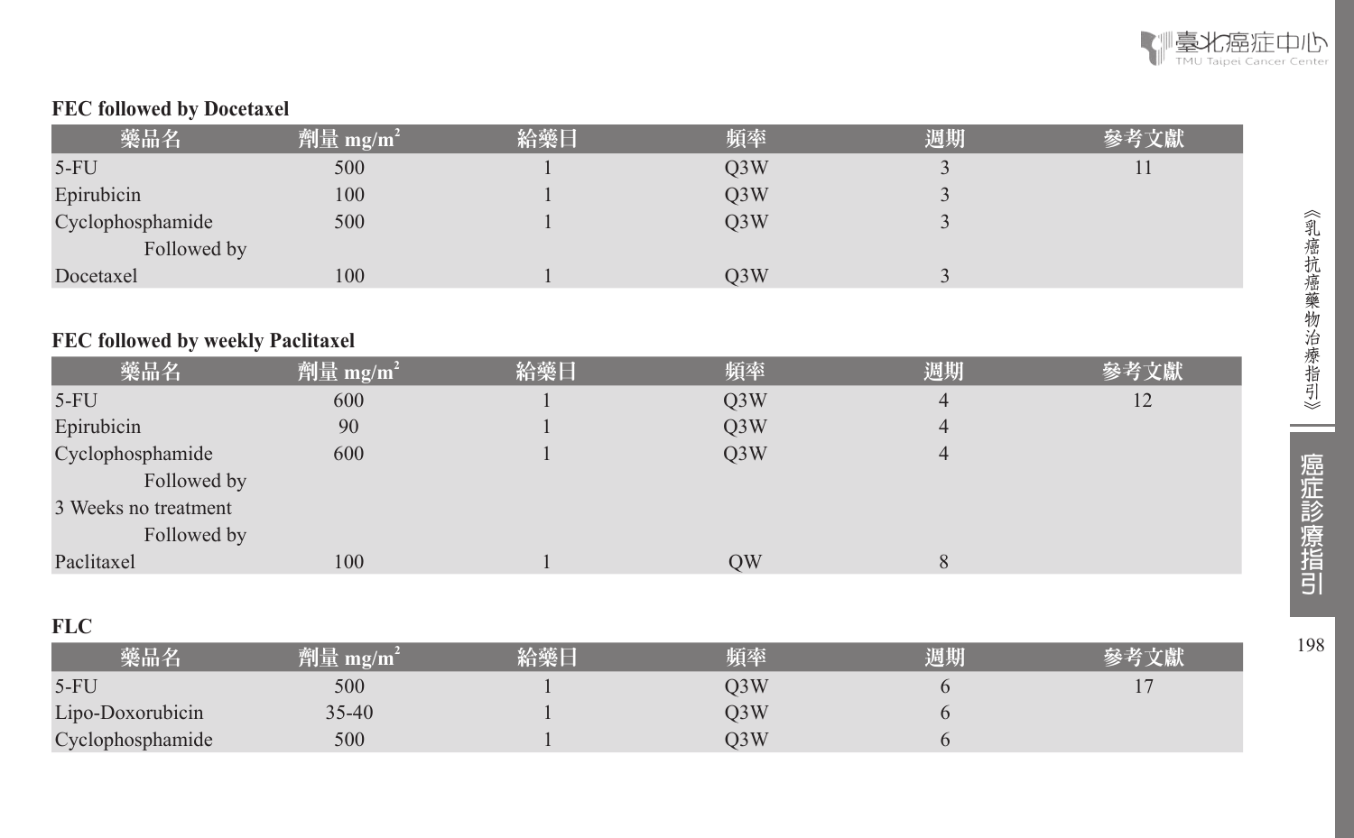### FEC followed by Docetaxel

| 藥品名 | 劑量 $mg/m^2$ | 給藥日 | 頻率 | 週期 | 參考文獻 |
|---|---|---|---|---|---|
| 5-FU | 500 | 1 | Q3W | 3 | 11 |
| Epirubicin | 100 | 1 | Q3W | 3 | |
| Cyclophosphamide | 500 | 1 | Q3W | 3 | |
| Followed by | | | | | |
| Docetaxel | 100 | 1 | Q3W | 3 | |

### FEC followed by weekly Paclitaxel

| 藥品名 | 劑量 $mg/m^2$ | 給藥日 | 頻率 | 週期 | 參考文獻 |
|---|---|---|---|---|---|
| 5-FU | 600 | 1 | Q3W | 4 | 12 |
| Epirubicin | 90 | 1 | Q3W | 4 | |
| Cyclophosphamide | 600 | 1 | Q3W | 4 | |
| Followed by | | | | | |
| 3 Weeks no treatment | | | | | |
| Followed by | | | | | |
| Paclitaxel | 100 | 1 | QW | 8 | |

### FLC

| 藥品名 | 劑量 $mg/m^2$ | 給藥日 | 頻率 | 週期 | 參考文獻 |
|---|---|---|---|---|---|
| 5-FU | 500 | 1 | Q3W | 6 | 17 |
| Lipo-Doxorubicin | 35-40 | 1 | Q3W | 6 | |
| Cyclophosphamide | 500 | 1 | Q3W | 6 | |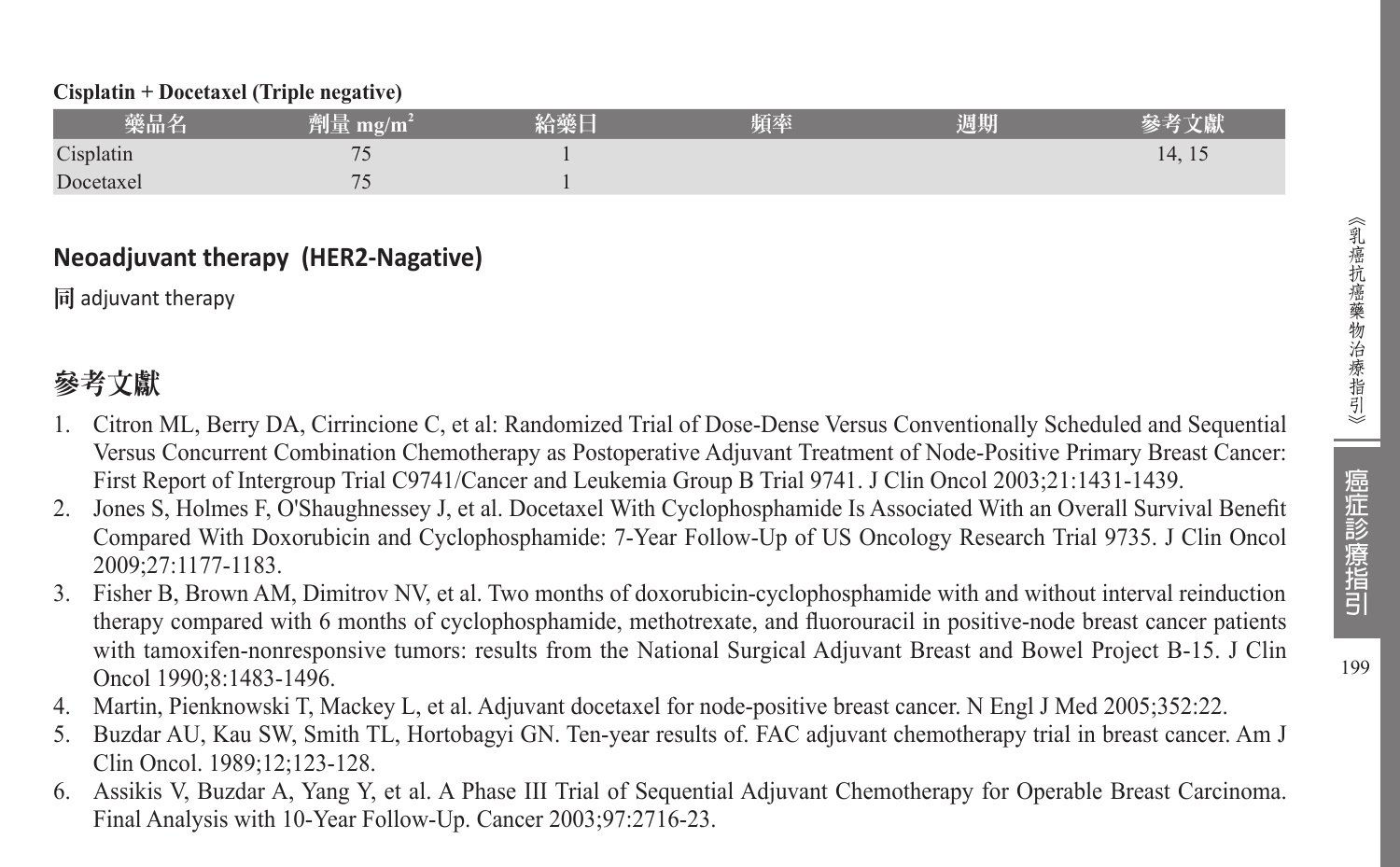**Cisplatin + Docetaxel (Triple negative)**

| 藥品名 | 劑量 mg/m$^2$ | 給藥日 | 頻率 | 週期 | 參考文獻 |
|---|---|---|---|---|---|
| Cisplatin | 75 | 1 | | | 14, 15 |
| Docetaxel | 75 | 1 | | | |

## Neoadjuvant therapy (HER2-Nagative)

**同** adjuvant therapy

## 參考文獻

1. Citron ML, Berry DA, Cirrincione C, et al: Randomized Trial of Dose-Dense Versus Conventionally Scheduled and Sequential Versus Concurrent Combination Chemotherapy as Postoperative Adjuvant Treatment of Node-Positive Primary Breast Cancer: First Report of Intergroup Trial C9741/Cancer and Leukemia Group B Trial 9741. J Clin Oncol 2003;21:1431-1439.
2. Jones S, Holmes F, O'Shaughnessey J, et al. Docetaxel With Cyclophosphamide Is Associated With an Overall Survival Benefit Compared With Doxorubicin and Cyclophosphamide: 7-Year Follow-Up of US Oncology Research Trial 9735. J Clin Oncol 2009;27:1177-1183.
3. Fisher B, Brown AM, Dimitrov NV, et al. Two months of doxorubicin-cyclophosphamide with and without interval reinduction therapy compared with 6 months of cyclophosphamide, methotrexate, and fluorouracil in positive-node breast cancer patients with tamoxifen-nonresponsive tumors: results from the National Surgical Adjuvant Breast and Bowel Project B-15. J Clin Oncol 1990;8:1483-1496.
4. Martin, Pienknowski T, Mackey L, et al. Adjuvant docetaxel for node-positive breast cancer. N Engl J Med 2005;352:22.
5. Buzdar AU, Kau SW, Smith TL, Hortobagyi GN. Ten-year results of. FAC adjuvant chemotherapy trial in breast cancer. Am J Clin Oncol. 1989;12;123-128.
6. Assikis V, Buzdar A, Yang Y, et al. A Phase III Trial of Sequential Adjuvant Chemotherapy for Operable Breast Carcinoma. Final Analysis with 10-Year Follow-Up. Cancer 2003;97:2716-23.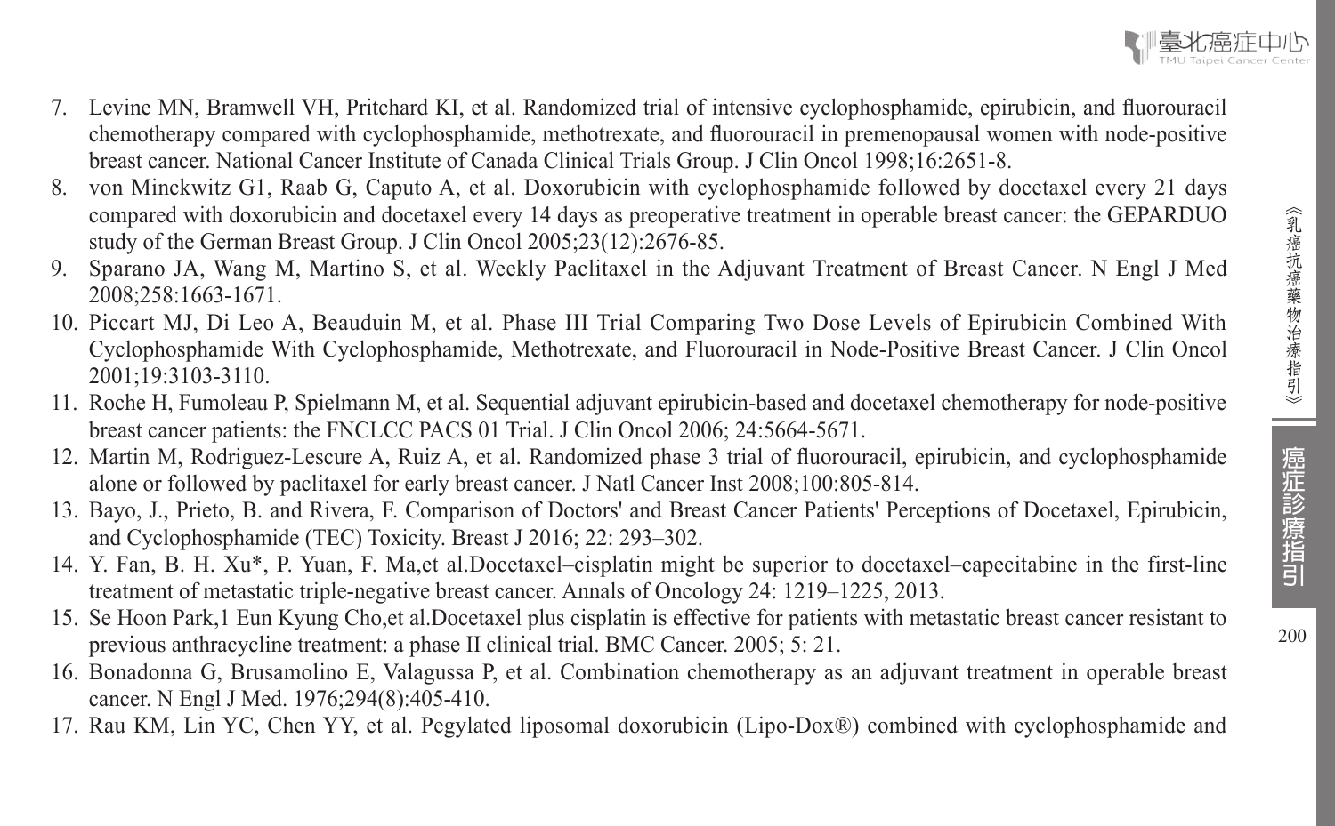7. Levine MN, Bramwell VH, Pritchard KI, et al. Randomized trial of intensive cyclophosphamide, epirubicin, and fluorouracil chemotherapy compared with cyclophosphamide, methotrexate, and fluorouracil in premenopausal women with node-positive breast cancer. National Cancer Institute of Canada Clinical Trials Group. J Clin Oncol 1998;16:2651-8.
8. von Minckwitz G1, Raab G, Caputo A, et al. Doxorubicin with cyclophosphamide followed by docetaxel every 21 days compared with doxorubicin and docetaxel every 14 days as preoperative treatment in operable breast cancer: the GEPARDUO study of the German Breast Group. J Clin Oncol 2005;23(12):2676-85.
9. Sparano JA, Wang M, Martino S, et al. Weekly Paclitaxel in the Adjuvant Treatment of Breast Cancer. N Engl J Med 2008;258:1663-1671.
10. Piccart MJ, Di Leo A, Beauduin M, et al. Phase III Trial Comparing Two Dose Levels of Epirubicin Combined With Cyclophosphamide With Cyclophosphamide, Methotrexate, and Fluorouracil in Node-Positive Breast Cancer. J Clin Oncol 2001;19:3103-3110.
11. Roche H, Fumoleau P, Spielmann M, et al. Sequential adjuvant epirubicin-based and docetaxel chemotherapy for node-positive breast cancer patients: the FNCLCC PACS 01 Trial. J Clin Oncol 2006; 24:5664-5671.
12. Martin M, Rodriguez-Lescure A, Ruiz A, et al. Randomized phase 3 trial of fluorouracil, epirubicin, and cyclophosphamide alone or followed by paclitaxel for early breast cancer. J Natl Cancer Inst 2008;100:805-814.
13. Bayo, J., Prieto, B. and Rivera, F. Comparison of Doctors' and Breast Cancer Patients' Perceptions of Docetaxel, Epirubicin, and Cyclophosphamide (TEC) Toxicity. Breast J 2016; 22: 293–302.
14. Y. Fan, B. H. Xu*, P. Yuan, F. Ma,et al.Docetaxel–cisplatin might be superior to docetaxel–capecitabine in the first-line treatment of metastatic triple-negative breast cancer. Annals of Oncology 24: 1219–1225, 2013.
15. Se Hoon Park,1 Eun Kyung Cho,et al.Docetaxel plus cisplatin is effective for patients with metastatic breast cancer resistant to previous anthracycline treatment: a phase II clinical trial. BMC Cancer. 2005; 5: 21.
16. Bonadonna G, Brusamolino E, Valagussa P, et al. Combination chemotherapy as an adjuvant treatment in operable breast cancer. N Engl J Med. 1976;294(8):405-410.
17. Rau KM, Lin YC, Chen YY, et al. Pegylated liposomal doxorubicin (Lipo-Dox®) combined with cyclophosphamide and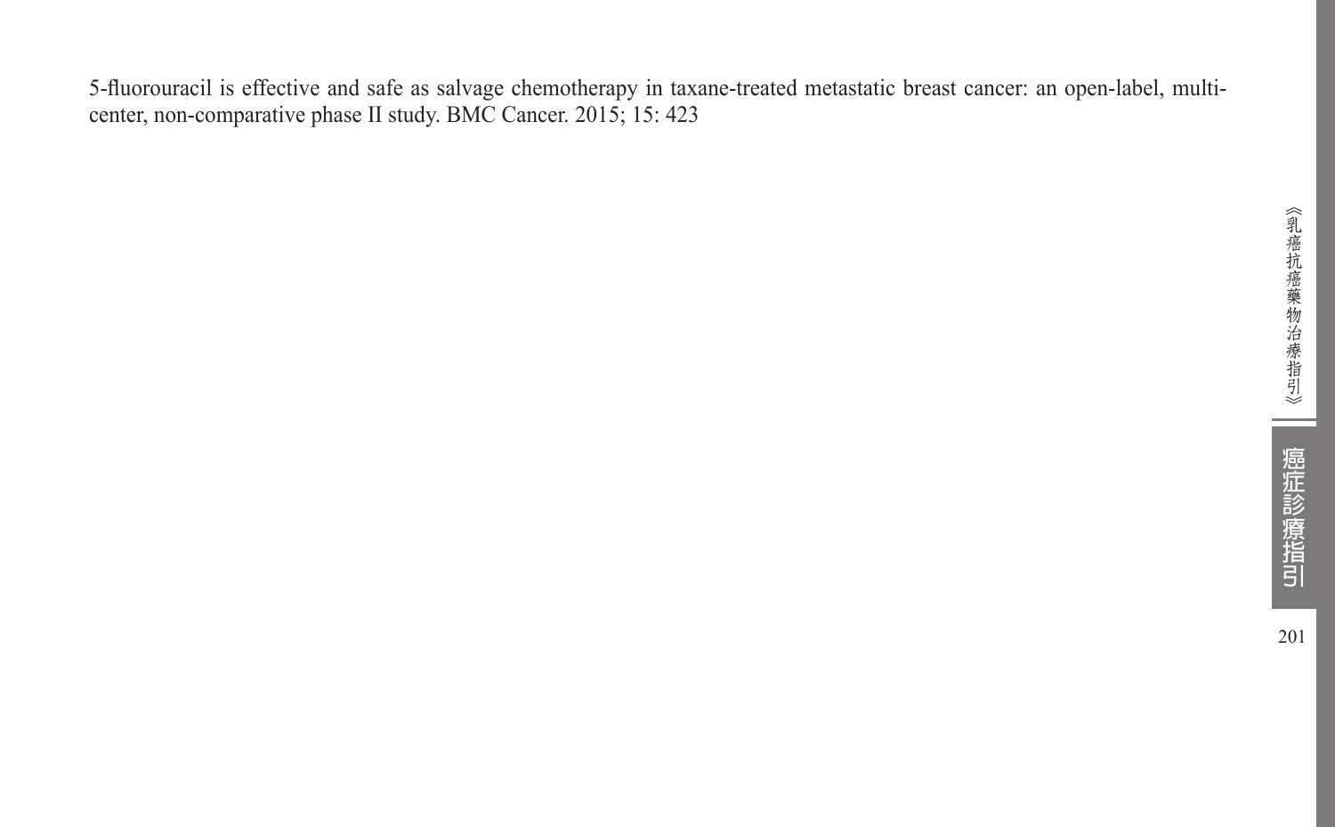5-fluorouracil is effective and safe as salvage chemotherapy in taxane-treated metastatic breast cancer: an open-label, multi-center, non-comparative phase II study. BMC Cancer. 2015; 15: 423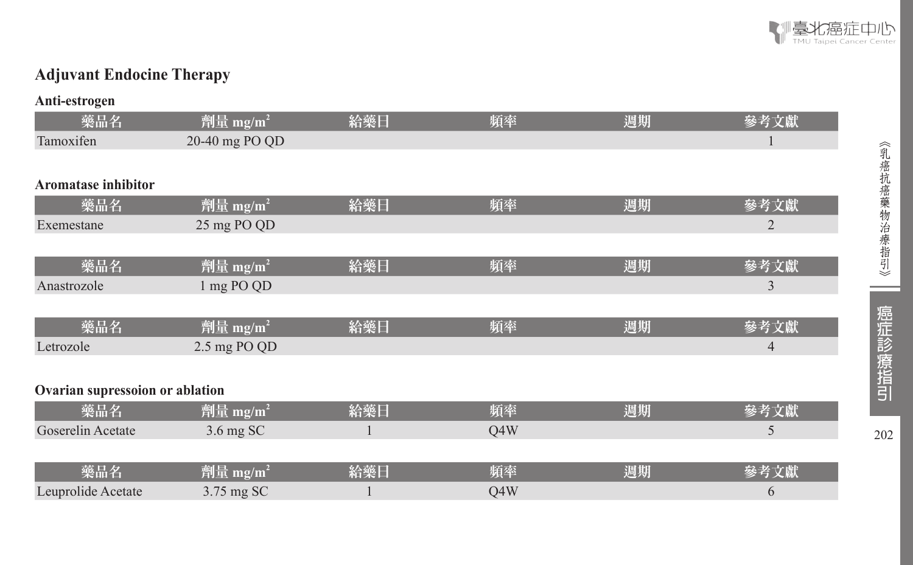## Adjuvant Endocine Therapy

### Anti-estrogen

| 藥品名 | 劑量 $mg/m^2$ | 給藥日 | 頻率 | 週期 | 參考文獻 |
|---|---|---|---|---|---|
| Tamoxifen | 20-40 mg PO QD | | | | 1 |

### Aromatase inhibitor

| 藥品名 | 劑量 $mg/m^2$ | 給藥日 | 頻率 | 週期 | 參考文獻 |
|---|---|---|---|---|---|
| Exemestane | 25 mg PO QD | | | | 2 |

| 藥品名 | 劑量 $mg/m^2$ | 給藥日 | 頻率 | 週期 | 參考文獻 |
|---|---|---|---|---|---|
| Anastrozole | 1 mg PO QD | | | | 3 |

| 藥品名 | 劑量 $mg/m^2$ | 給藥日 | 頻率 | 週期 | 參考文獻 |
|---|---|---|---|---|---|
| Letrozole | 2.5 mg PO QD | | | | 4 |

### Ovarian supressoion or ablation

| 藥品名 | 劑量 $mg/m^2$ | 給藥日 | 頻率 | 週期 | 參考文獻 |
|---|---|---|---|---|---|
| Goserelin Acetate | 3.6 mg SC | 1 | Q4W | | 5 |

| 藥品名 | 劑量 $mg/m^2$ | 給藥日 | 頻率 | 週期 | 參考文獻 |
|---|---|---|---|---|---|
| Leuprolide Acetate | 3.75 mg SC | 1 | Q4W | | 6 |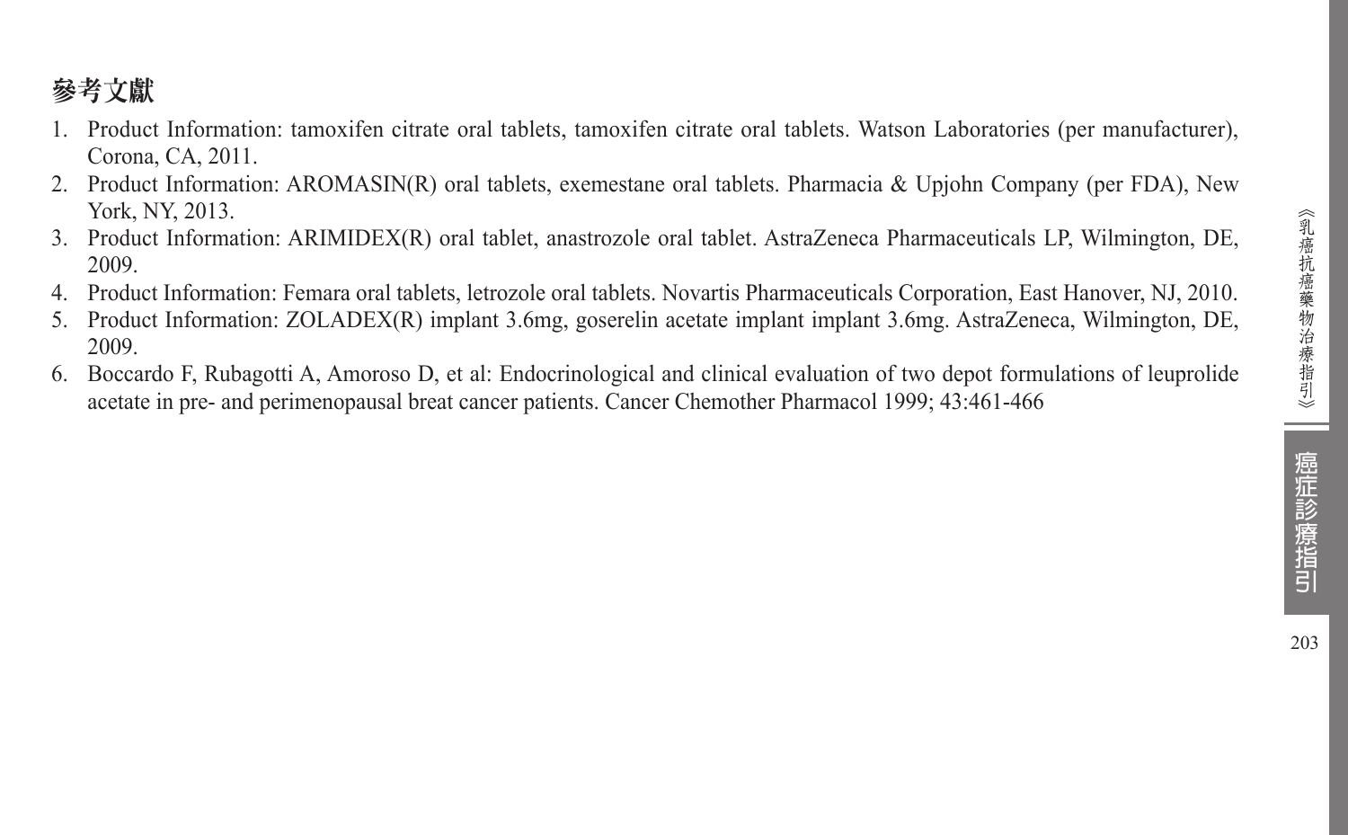## 參考文獻

1. Product Information: tamoxifen citrate oral tablets, tamoxifen citrate oral tablets. Watson Laboratories (per manufacturer), Corona, CA, 2011.
2. Product Information: AROMASIN(R) oral tablets, exemestane oral tablets. Pharmacia & Upjohn Company (per FDA), New York, NY, 2013.
3. Product Information: ARIMIDEX(R) oral tablet, anastrozole oral tablet. AstraZeneca Pharmaceuticals LP, Wilmington, DE, 2009.
4. Product Information: Femara oral tablets, letrozole oral tablets. Novartis Pharmaceuticals Corporation, East Hanover, NJ, 2010.
5. Product Information: ZOLADEX(R) implant 3.6mg, goserelin acetate implant implant 3.6mg. AstraZeneca, Wilmington, DE, 2009.
6. Boccardo F, Rubagotti A, Amoroso D, et al: Endocrinological and clinical evaluation of two depot formulations of leuprolide acetate in pre- and perimenopausal breat cancer patients. Cancer Chemother Pharmacol 1999; 43:461-466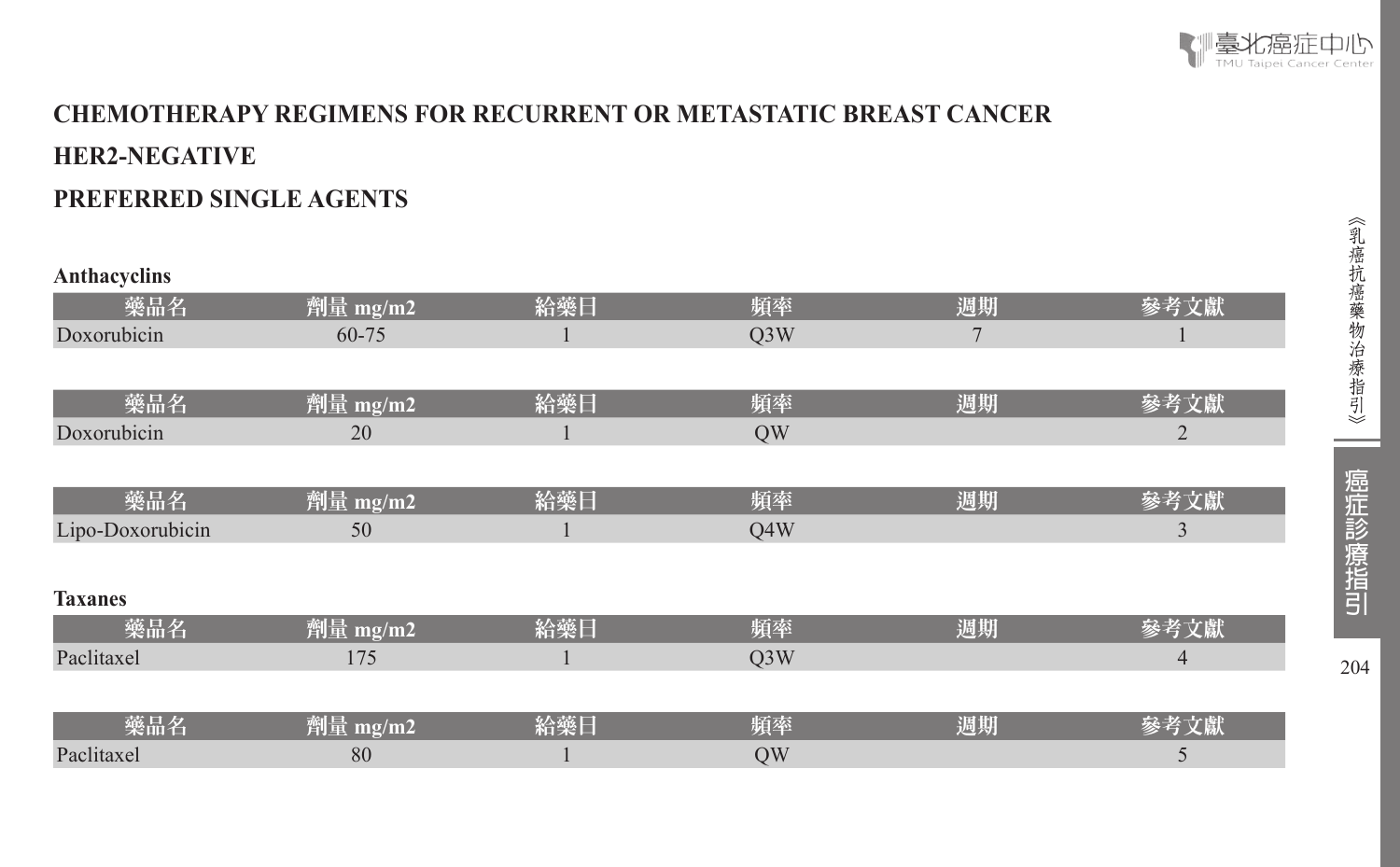# CHEMOTHERAPY REGIMENS FOR RECURRENT OR METASTATIC BREAST CANCER

## HER2-NEGATIVE

## PREFERRED SINGLE AGENTS

### Anthacyclins

| 藥品名 | 劑量 mg/m2 | 給藥日 | 頻率 | 週期 | 參考文獻 |
|---|---|---|---|---|---|
| Doxorubicin | 60-75 | 1 | Q3W | 7 | 1 |

| 藥品名 | 劑量 mg/m2 | 給藥日 | 頻率 | 週期 | 參考文獻 |
|---|---|---|---|---|---|
| Doxorubicin | 20 | 1 | QW | | 2 |

| 藥品名 | 劑量 mg/m2 | 給藥日 | 頻率 | 週期 | 參考文獻 |
|---|---|---|---|---|---|
| Lipo-Doxorubicin | 50 | 1 | Q4W | | 3 |

### Taxanes

| 藥品名 | 劑量 mg/m2 | 給藥日 | 頻率 | 週期 | 參考文獻 |
|---|---|---|---|---|---|
| Paclitaxel | 175 | 1 | Q3W | | 4 |

| 藥品名 | 劑量 mg/m2 | 給藥日 | 頻率 | 週期 | 參考文獻 |
|---|---|---|---|---|---|
| Paclitaxel | 80 | 1 | QW | | 5 |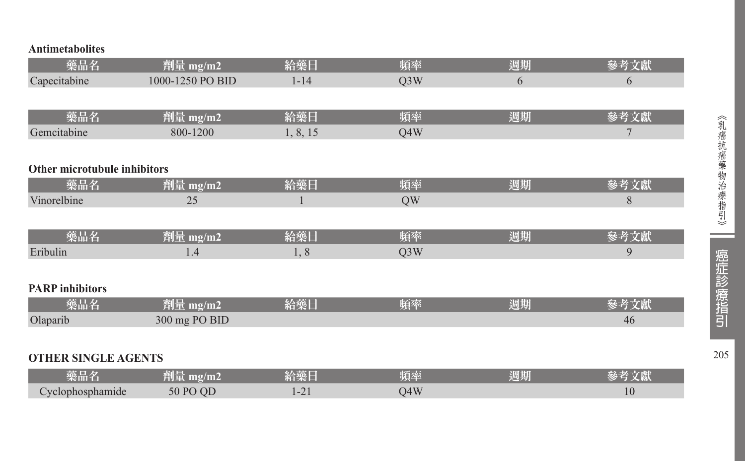**Antimetabolites**

| 藥品名 | 劑量 mg/m2 | 給藥日 | 頻率 | 週期 | 參考文獻 |
|---|---|---|---|---|---|
| Capecitabine | 1000-1250 PO BID | 1-14 | Q3W | 6 | 6 |

| 藥品名 | 劑量 mg/m2 | 給藥日 | 頻率 | 週期 | 參考文獻 |
|---|---|---|---|---|---|
| Gemcitabine | 800-1200 | 1, 8, 15 | Q4W | | 7 |

**Other microtubule inhibitors**

| 藥品名 | 劑量 mg/m2 | 給藥日 | 頻率 | 週期 | 參考文獻 |
|---|---|---|---|---|---|
| Vinorelbine | 25 | 1 | QW | | 8 |

| 藥品名 | 劑量 mg/m2 | 給藥日 | 頻率 | 週期 | 參考文獻 |
|---|---|---|---|---|---|
| Eribulin | 1.4 | 1, 8 | Q3W | | 9 |

**PARP inhibitors**

| 藥品名 | 劑量 mg/m2 | 給藥日 | 頻率 | 週期 | 參考文獻 |
|---|---|---|---|---|---|
| Olaparib | 300 mg PO BID | | | | 46 |

**OTHER SINGLE AGENTS**

| 藥品名 | 劑量 mg/m2 | 給藥日 | 頻率 | 週期 | 參考文獻 |
|---|---|---|---|---|---|
| Cyclophosphamide | 50 PO QD | 1-21 | Q4W | | 10 |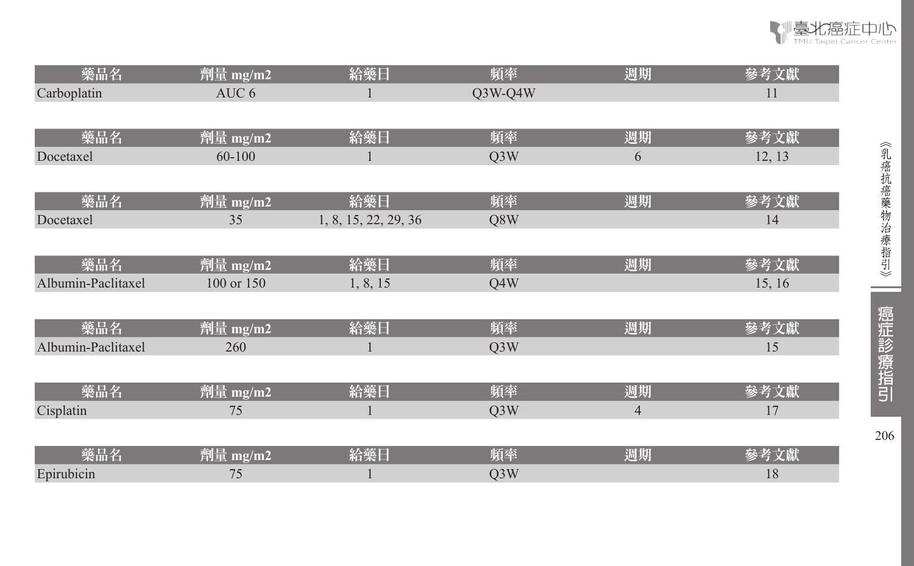| 藥品名 | 劑量 mg/m2 | 給藥日 | 頻率 | 週期 | 參考文獻 |
|---|---|---|---|---|---|
| Carboplatin | AUC 6 | 1 | Q3W-Q4W | | 11 |

| 藥品名 | 劑量 mg/m2 | 給藥日 | 頻率 | 週期 | 參考文獻 |
|---|---|---|---|---|---|
| Docetaxel | 60-100 | 1 | Q3W | 6 | 12, 13 |

| 藥品名 | 劑量 mg/m2 | 給藥日 | 頻率 | 週期 | 參考文獻 |
|---|---|---|---|---|---|
| Docetaxel | 35 | 1, 8, 15, 22, 29, 36 | Q8W | | 14 |

| 藥品名 | 劑量 mg/m2 | 給藥日 | 頻率 | 週期 | 參考文獻 |
|---|---|---|---|---|---|
| Albumin-Paclitaxel | 100 or 150 | 1, 8, 15 | Q4W | | 15, 16 |

| 藥品名 | 劑量 mg/m2 | 給藥日 | 頻率 | 週期 | 參考文獻 |
|---|---|---|---|---|---|
| Albumin-Paclitaxel | 260 | 1 | Q3W | | 15 |

| 藥品名 | 劑量 mg/m2 | 給藥日 | 頻率 | 週期 | 參考文獻 |
|---|---|---|---|---|---|
| Cisplatin | 75 | 1 | Q3W | 4 | 17 |

| 藥品名 | 劑量 mg/m2 | 給藥日 | 頻率 | 週期 | 參考文獻 |
|---|---|---|---|---|---|
| Epirubicin | 75 | 1 | Q3W | | 18 |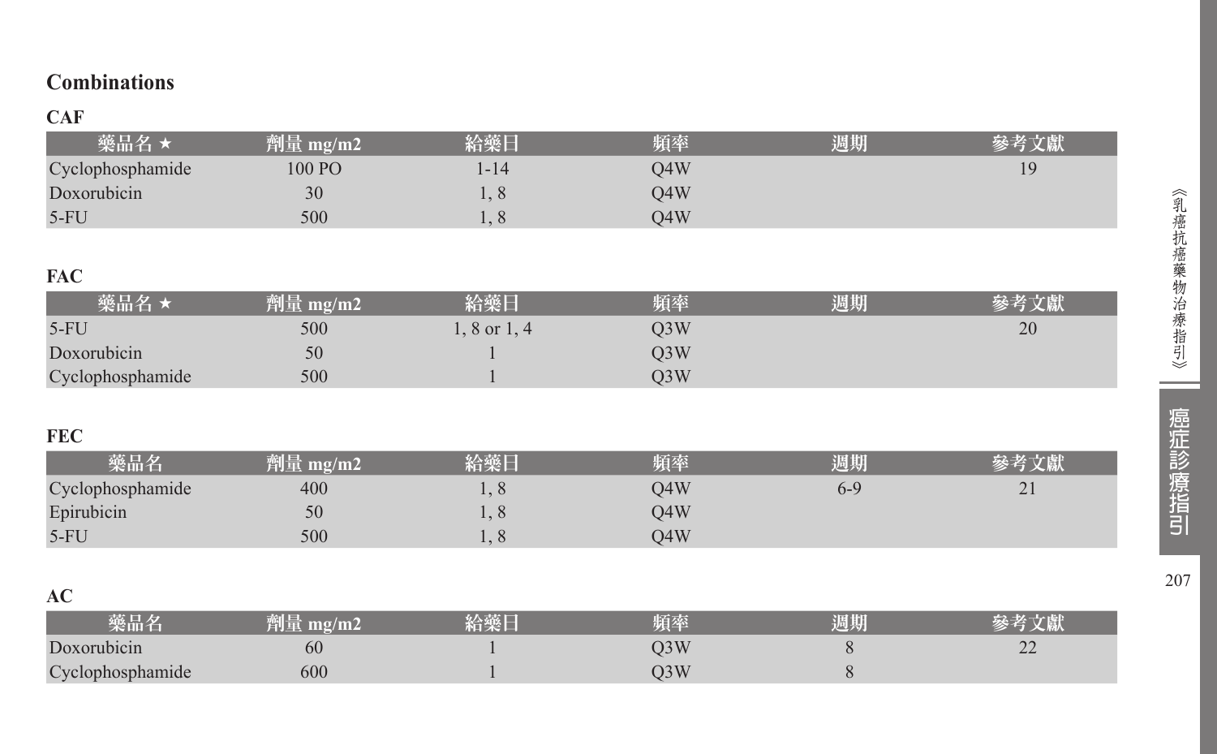## Combinations

### CAF

| 藥品名 ★ | 劑量 mg/m2 | 給藥日 | 頻率 | 週期 | 參考文獻 |
|---|---|---|---|---|---|
| Cyclophosphamide | 100 PO | 1-14 | Q4W | | 19 |
| Doxorubicin | 30 | 1, 8 | Q4W | | |
| 5-FU | 500 | 1, 8 | Q4W | | |

### FAC

| 藥品名 ★ | 劑量 mg/m2 | 給藥日 | 頻率 | 週期 | 參考文獻 |
|---|---|---|---|---|---|
| 5-FU | 500 | 1, 8 or 1, 4 | Q3W | | 20 |
| Doxorubicin | 50 | 1 | Q3W | | |
| Cyclophosphamide | 500 | 1 | Q3W | | |

### FEC

| 藥品名 | 劑量 mg/m2 | 給藥日 | 頻率 | 週期 | 參考文獻 |
|---|---|---|---|---|---|
| Cyclophosphamide | 400 | 1, 8 | Q4W | 6-9 | 21 |
| Epirubicin | 50 | 1, 8 | Q4W | | |
| 5-FU | 500 | 1, 8 | Q4W | | |

### AC

| 藥品名 | 劑量 mg/m2 | 給藥日 | 頻率 | 週期 | 參考文獻 |
|---|---|---|---|---|---|
| Doxorubicin | 60 | 1 | Q3W | 8 | 22 |
| Cyclophosphamide | 600 | 1 | Q3W | 8 | |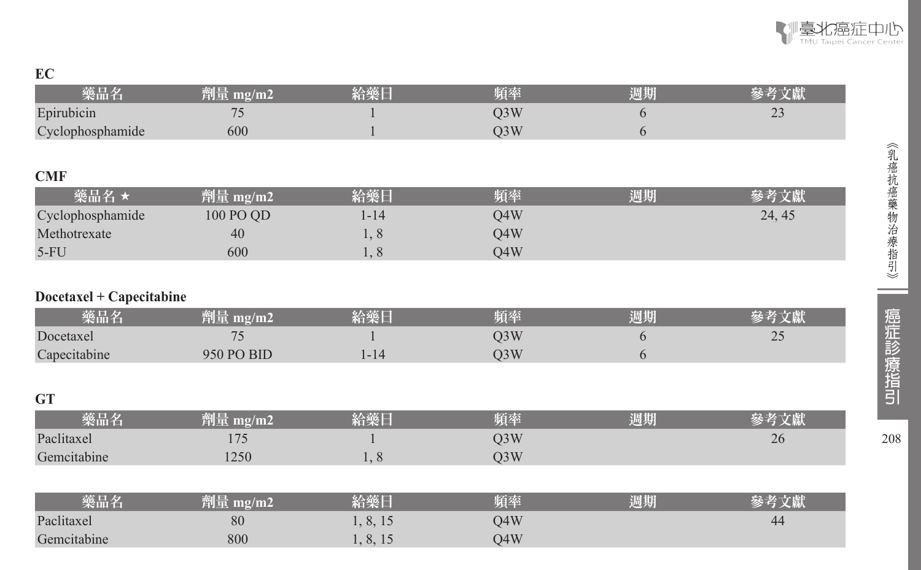**EC**

| 藥品名 | 劑量 mg/m2 | 給藥日 | 頻率 | 週期 | 參考文獻 |
| --- | --- | --- | --- | --- | --- |
| Epirubicin | 75 | 1 | Q3W | 6 | 23 |
| Cyclophosphamide | 600 | 1 | Q3W | 6 | |

**CMF**

| 藥品名 ★ | 劑量 mg/m2 | 給藥日 | 頻率 | 週期 | 參考文獻 |
| --- | --- | --- | --- | --- | --- |
| Cyclophosphamide | 100 PO QD | 1-14 | Q4W | | 24, 45 |
| Methotrexate | 40 | 1, 8 | Q4W | | |
| 5-FU | 600 | 1, 8 | Q4W | | |

**Docetaxel + Capecitabine**

| 藥品名 | 劑量 mg/m2 | 給藥日 | 頻率 | 週期 | 參考文獻 |
| --- | --- | --- | --- | --- | --- |
| Docetaxel | 75 | 1 | Q3W | 6 | 25 |
| Capecitabine | 950 PO BID | 1-14 | Q3W | 6 | |

**GT**

| 藥品名 | 劑量 mg/m2 | 給藥日 | 頻率 | 週期 | 參考文獻 |
| --- | --- | --- | --- | --- | --- |
| Paclitaxel | 175 | 1 | Q3W | | 26 |
| Gemcitabine | 1250 | 1, 8 | Q3W | | |

| 藥品名 | 劑量 mg/m2 | 給藥日 | 頻率 | 週期 | 參考文獻 |
| --- | --- | --- | --- | --- | --- |
| Paclitaxel | 80 | 1, 8, 15 | Q4W | | 44 |
| Gemcitabine | 800 | 1, 8, 15 | Q4W | | |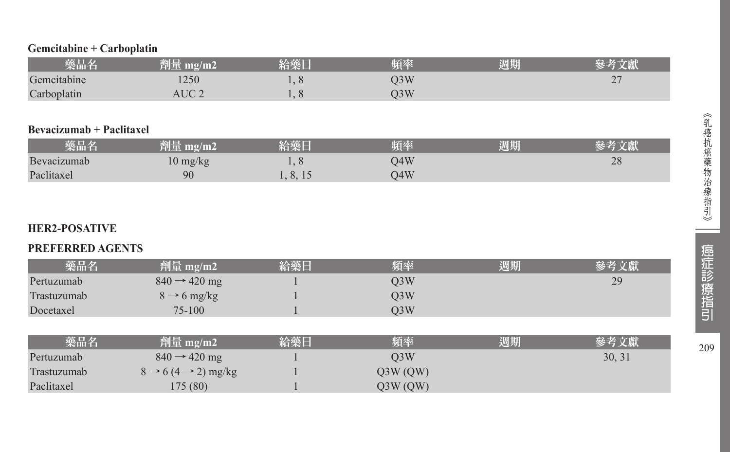**Gemcitabine + Carboplatin**

| 藥品名 | 劑量 mg/m2 | 給藥日 | 頻率 | 週期 | 參考文獻 |
|---|---|---|---|---|---|
| Gemcitabine | 1250 | 1, 8 | Q3W | | 27 |
| Carboplatin | AUC 2 | 1, 8 | Q3W | | |

**Bevacizumab + Paclitaxel**

| 藥品名 | 劑量 mg/m2 | 給藥日 | 頻率 | 週期 | 參考文獻 |
|---|---|---|---|---|---|
| Bevacizumab | 10 mg/kg | 1, 8 | Q4W | | 28 |
| Paclitaxel | 90 | 1, 8, 15 | Q4W | | |

**HER2-POSATIVE**

**PREFERRED AGENTS**

| 藥品名 | 劑量 mg/m2 | 給藥日 | 頻率 | 週期 | 參考文獻 |
|---|---|---|---|---|---|
| Pertuzumab | 840 → 420 mg | 1 | Q3W | | 29 |
| Trastuzumab | 8 → 6 mg/kg | 1 | Q3W | | |
| Docetaxel | 75-100 | 1 | Q3W | | |

| 藥品名 | 劑量 mg/m2 | 給藥日 | 頻率 | 週期 | 參考文獻 |
|---|---|---|---|---|---|
| Pertuzumab | 840 → 420 mg | 1 | Q3W | | 30, 31 |
| Trastuzumab | 8 → 6 (4 → 2) mg/kg | 1 | Q3W (QW) | | |
| Paclitaxel | 175 (80) | 1 | Q3W (QW) | | |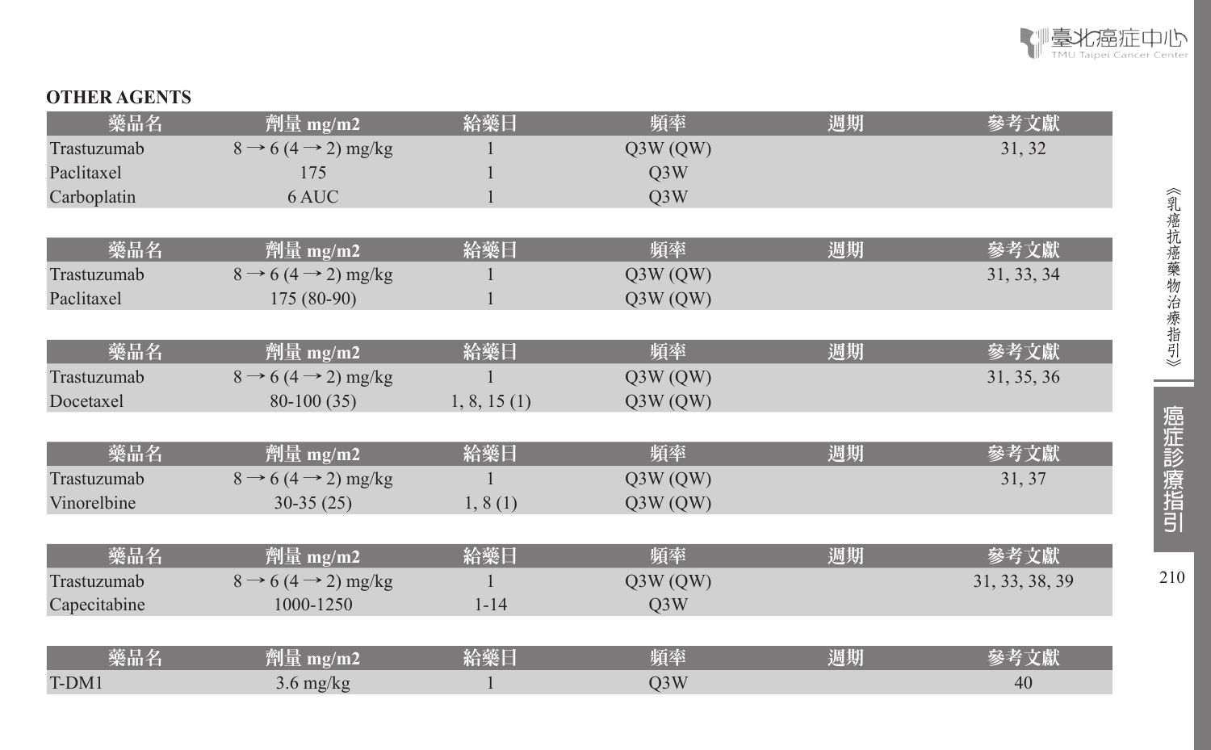**OTHER AGENTS**

| 藥品名 | 劑量 mg/m2 | 給藥日 | 頻率 | 週期 | 參考文獻 |
|---|---|---|---|---|---|
| Trastuzumab | 8 → 6 (4 → 2) mg/kg | 1 | Q3W (QW) | | 31, 32 |
| Paclitaxel | 175 | 1 | Q3W | | |
| Carboplatin | 6 AUC | 1 | Q3W | | |

| 藥品名 | 劑量 mg/m2 | 給藥日 | 頻率 | 週期 | 參考文獻 |
|---|---|---|---|---|---|
| Trastuzumab | 8 → 6 (4 → 2) mg/kg | 1 | Q3W (QW) | | 31, 33, 34 |
| Paclitaxel | 175 (80-90) | 1 | Q3W (QW) | | |

| 藥品名 | 劑量 mg/m2 | 給藥日 | 頻率 | 週期 | 參考文獻 |
|---|---|---|---|---|---|
| Trastuzumab | 8 → 6 (4 → 2) mg/kg | 1 | Q3W (QW) | | 31, 35, 36 |
| Docetaxel | 80-100 (35) | 1, 8, 15 (1) | Q3W (QW) | | |

| 藥品名 | 劑量 mg/m2 | 給藥日 | 頻率 | 週期 | 參考文獻 |
|---|---|---|---|---|---|
| Trastuzumab | 8 → 6 (4 → 2) mg/kg | 1 | Q3W (QW) | | 31, 37 |
| Vinorelbine | 30-35 (25) | 1, 8 (1) | Q3W (QW) | | |

| 藥品名 | 劑量 mg/m2 | 給藥日 | 頻率 | 週期 | 參考文獻 |
|---|---|---|---|---|---|
| Trastuzumab | 8 → 6 (4 → 2) mg/kg | 1 | Q3W (QW) | | 31, 33, 38, 39 |
| Capecitabine | 1000-1250 | 1-14 | Q3W | | |

| 藥品名 | 劑量 mg/m2 | 給藥日 | 頻率 | 週期 | 參考文獻 |
|---|---|---|---|---|---|
| T-DM1 | 3.6 mg/kg | 1 | Q3W | | 40 |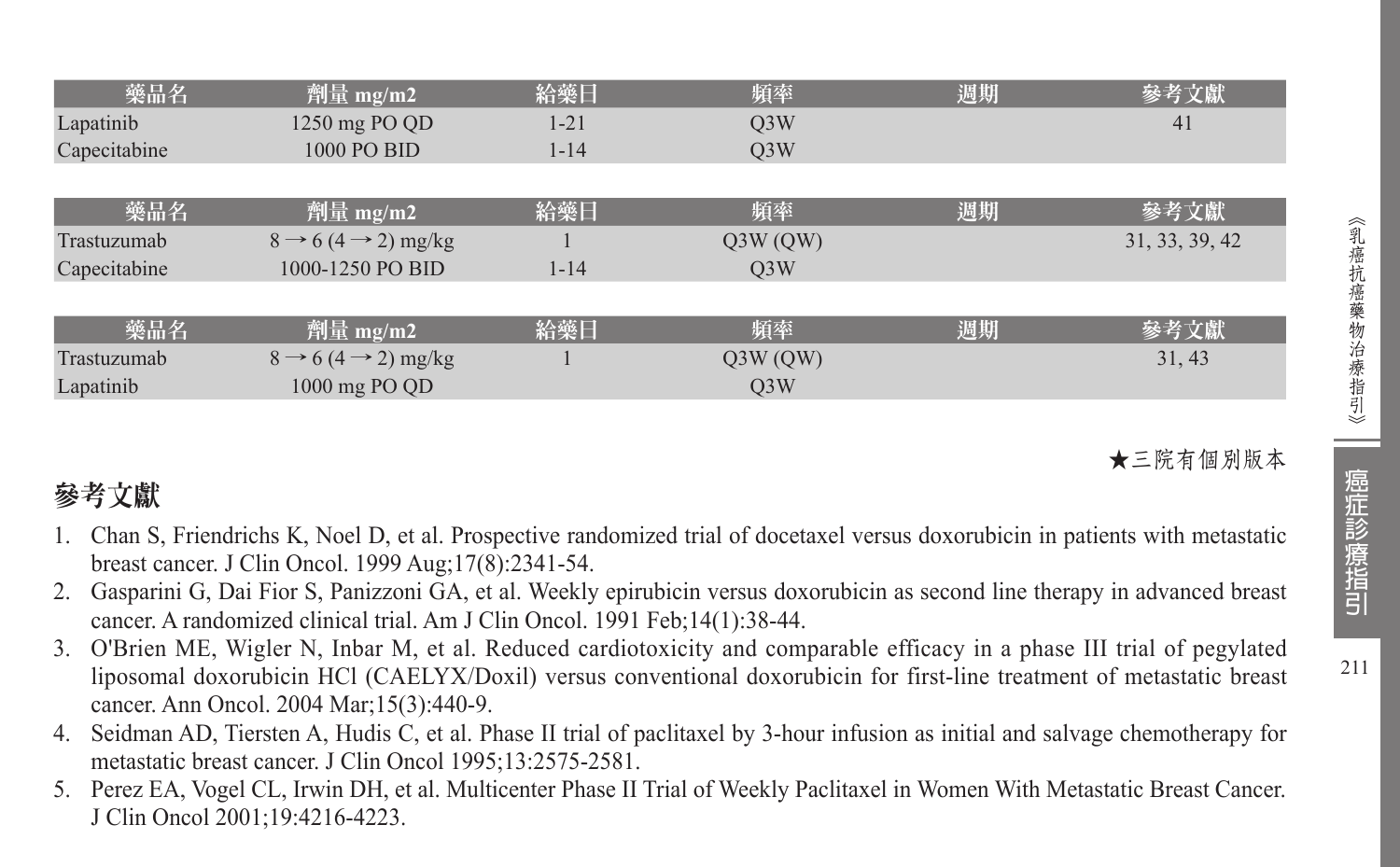| 藥品名 | 劑量 mg/m2 | 給藥日 | 頻率 | 週期 | 參考文獻 |
|---|---|---|---|---|---|
| Lapatinib | 1250 mg PO QD | 1-21 | Q3W | | 41 |
| Capecitabine | 1000 PO BID | 1-14 | Q3W | | |

| 藥品名 | 劑量 mg/m2 | 給藥日 | 頻率 | 週期 | 參考文獻 |
|---|---|---|---|---|---|
| Trastuzumab | 8 → 6 (4 → 2) mg/kg | 1 | Q3W (QW) | | 31, 33, 39, 42 |
| Capecitabine | 1000-1250 PO BID | 1-14 | Q3W | | |

| 藥品名 | 劑量 mg/m2 | 給藥日 | 頻率 | 週期 | 參考文獻 |
|---|---|---|---|---|---|
| Trastuzumab | 8 → 6 (4 → 2) mg/kg | 1 | Q3W (QW) | | 31, 43 |
| Lapatinib | 1000 mg PO QD | | Q3W | | |

★三院有個別版本

## 參考文獻

1. Chan S, Friendrichs K, Noel D, et al. Prospective randomized trial of docetaxel versus doxorubicin in patients with metastatic breast cancer. J Clin Oncol. 1999 Aug;17(8):2341-54.
2. Gasparini G, Dai Fior S, Panizzoni GA, et al. Weekly epirubicin versus doxorubicin as second line therapy in advanced breast cancer. A randomized clinical trial. Am J Clin Oncol. 1991 Feb;14(1):38-44.
3. O'Brien ME, Wigler N, Inbar M, et al. Reduced cardiotoxicity and comparable efficacy in a phase III trial of pegylated liposomal doxorubicin HCl (CAELYX/Doxil) versus conventional doxorubicin for first-line treatment of metastatic breast cancer. Ann Oncol. 2004 Mar;15(3):440-9.
4. Seidman AD, Tiersten A, Hudis C, et al. Phase II trial of paclitaxel by 3-hour infusion as initial and salvage chemotherapy for metastatic breast cancer. J Clin Oncol 1995;13:2575-2581.
5. Perez EA, Vogel CL, Irwin DH, et al. Multicenter Phase II Trial of Weekly Paclitaxel in Women With Metastatic Breast Cancer. J Clin Oncol 2001;19:4216-4223.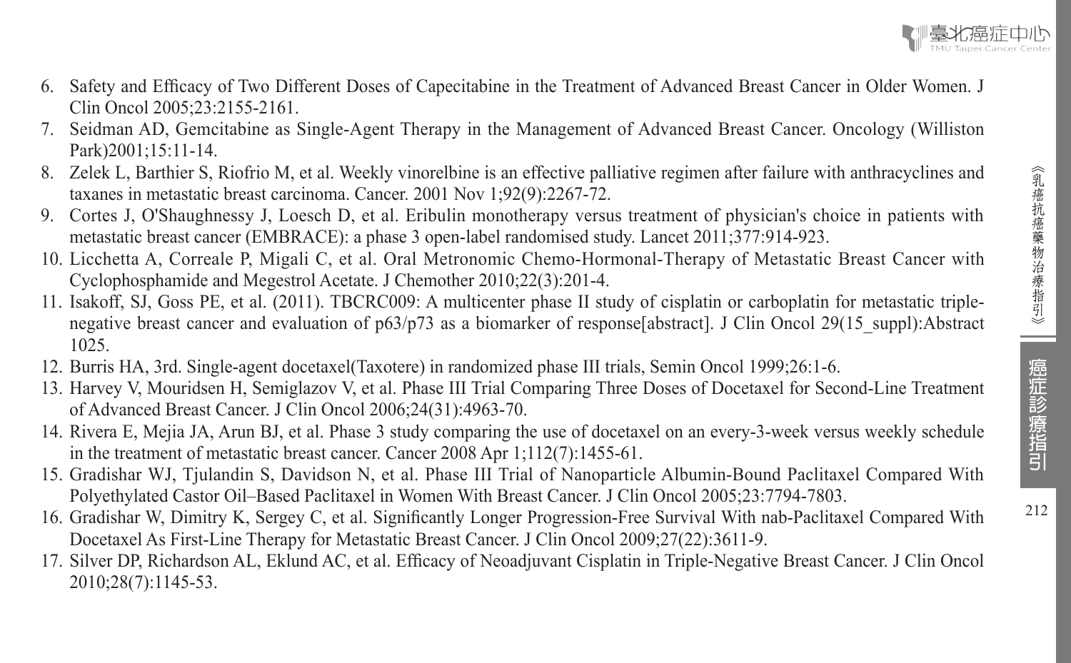6. Safety and Efficacy of Two Different Doses of Capecitabine in the Treatment of Advanced Breast Cancer in Older Women. J Clin Oncol 2005;23:2155-2161.
7. Seidman AD, Gemcitabine as Single-Agent Therapy in the Management of Advanced Breast Cancer. Oncology (Williston Park)2001;15:11-14.
8. Zelek L, Barthier S, Riofrio M, et al. Weekly vinorelbine is an effective palliative regimen after failure with anthracyclines and taxanes in metastatic breast carcinoma. Cancer. 2001 Nov 1;92(9):2267-72.
9. Cortes J, O'Shaughnessy J, Loesch D, et al. Eribulin monotherapy versus treatment of physician's choice in patients with metastatic breast cancer (EMBRACE): a phase 3 open-label randomised study. Lancet 2011;377:914-923.
10. Licchetta A, Correale P, Migali C, et al. Oral Metronomic Chemo-Hormonal-Therapy of Metastatic Breast Cancer with Cyclophosphamide and Megestrol Acetate. J Chemother 2010;22(3):201-4.
11. Isakoff, SJ, Goss PE, et al. (2011). TBCRC009: A multicenter phase II study of cisplatin or carboplatin for metastatic triple-negative breast cancer and evaluation of p63/p73 as a biomarker of response[abstract]. J Clin Oncol 29(15_suppl):Abstract 1025.
12. Burris HA, 3rd. Single-agent docetaxel(Taxotere) in randomized phase III trials, Semin Oncol 1999;26:1-6.
13. Harvey V, Mouridsen H, Semiglazov V, et al. Phase III Trial Comparing Three Doses of Docetaxel for Second-Line Treatment of Advanced Breast Cancer. J Clin Oncol 2006;24(31):4963-70.
14. Rivera E, Mejia JA, Arun BJ, et al. Phase 3 study comparing the use of docetaxel on an every-3-week versus weekly schedule in the treatment of metastatic breast cancer. Cancer 2008 Apr 1;112(7):1455-61.
15. Gradishar WJ, Tjulandin S, Davidson N, et al. Phase III Trial of Nanoparticle Albumin-Bound Paclitaxel Compared With Polyethylated Castor Oil–Based Paclitaxel in Women With Breast Cancer. J Clin Oncol 2005;23:7794-7803.
16. Gradishar W, Dimitry K, Sergey C, et al. Significantly Longer Progression-Free Survival With nab-Paclitaxel Compared With Docetaxel As First-Line Therapy for Metastatic Breast Cancer. J Clin Oncol 2009;27(22):3611-9.
17. Silver DP, Richardson AL, Eklund AC, et al. Efficacy of Neoadjuvant Cisplatin in Triple-Negative Breast Cancer. J Clin Oncol 2010;28(7):1145-53.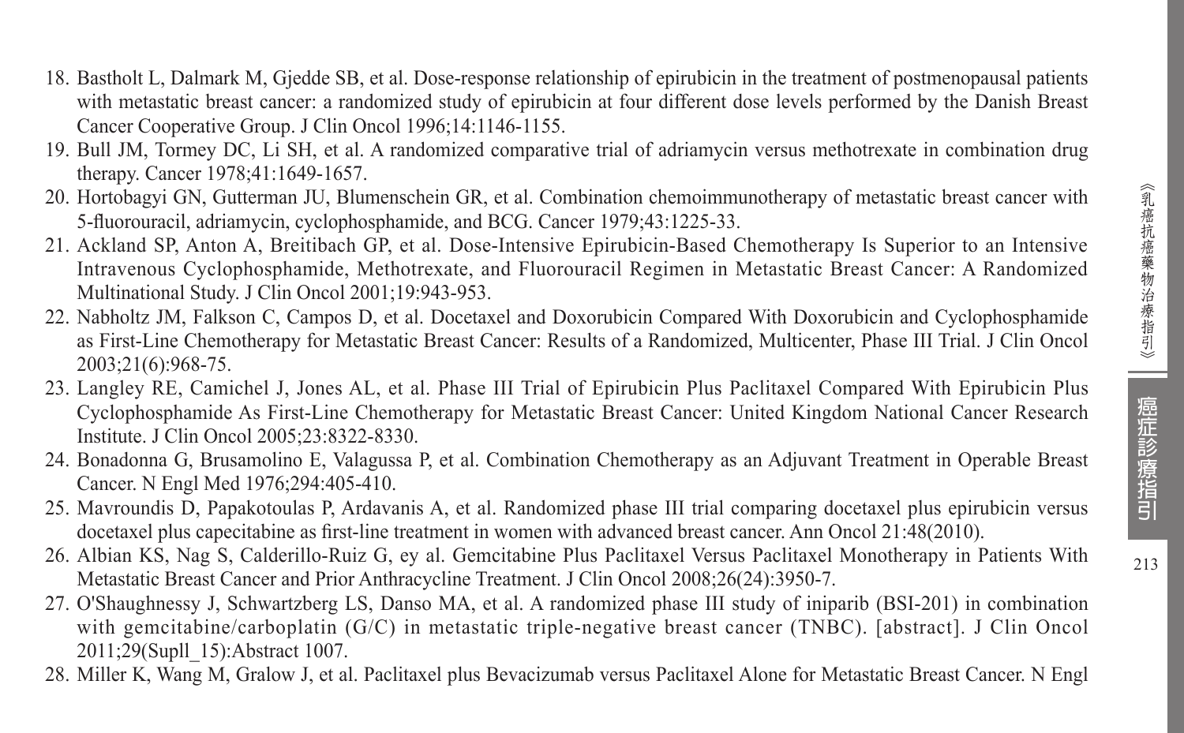18. Bastholt L, Dalmark M, Gjedde SB, et al. Dose-response relationship of epirubicin in the treatment of postmenopausal patients with metastatic breast cancer: a randomized study of epirubicin at four different dose levels performed by the Danish Breast Cancer Cooperative Group. J Clin Oncol 1996;14:1146-1155.
19. Bull JM, Tormey DC, Li SH, et al. A randomized comparative trial of adriamycin versus methotrexate in combination drug therapy. Cancer 1978;41:1649-1657.
20. Hortobagyi GN, Gutterman JU, Blumenschein GR, et al. Combination chemoimmunotherapy of metastatic breast cancer with 5-fluorouracil, adriamycin, cyclophosphamide, and BCG. Cancer 1979;43:1225-33.
21. Ackland SP, Anton A, Breitibach GP, et al. Dose-Intensive Epirubicin-Based Chemotherapy Is Superior to an Intensive Intravenous Cyclophosphamide, Methotrexate, and Fluorouracil Regimen in Metastatic Breast Cancer: A Randomized Multinational Study. J Clin Oncol 2001;19:943-953.
22. Nabholtz JM, Falkson C, Campos D, et al. Docetaxel and Doxorubicin Compared With Doxorubicin and Cyclophosphamide as First-Line Chemotherapy for Metastatic Breast Cancer: Results of a Randomized, Multicenter, Phase III Trial. J Clin Oncol 2003;21(6):968-75.
23. Langley RE, Camichel J, Jones AL, et al. Phase III Trial of Epirubicin Plus Paclitaxel Compared With Epirubicin Plus Cyclophosphamide As First-Line Chemotherapy for Metastatic Breast Cancer: United Kingdom National Cancer Research Institute. J Clin Oncol 2005;23:8322-8330.
24. Bonadonna G, Brusamolino E, Valagussa P, et al. Combination Chemotherapy as an Adjuvant Treatment in Operable Breast Cancer. N Engl Med 1976;294:405-410.
25. Mavroundis D, Papakotoulas P, Ardavanis A, et al. Randomized phase III trial comparing docetaxel plus epirubicin versus docetaxel plus capecitabine as first-line treatment in women with advanced breast cancer. Ann Oncol 21:48(2010).
26. Albian KS, Nag S, Calderillo-Ruiz G, ey al. Gemcitabine Plus Paclitaxel Versus Paclitaxel Monotherapy in Patients With Metastatic Breast Cancer and Prior Anthracycline Treatment. J Clin Oncol 2008;26(24):3950-7.
27. O'Shaughnessy J, Schwartzberg LS, Danso MA, et al. A randomized phase III study of iniparib (BSI-201) in combination with gemcitabine/carboplatin (G/C) in metastatic triple-negative breast cancer (TNBC). [abstract]. J Clin Oncol 2011;29(Supll_15):Abstract 1007.
28. Miller K, Wang M, Gralow J, et al. Paclitaxel plus Bevacizumab versus Paclitaxel Alone for Metastatic Breast Cancer. N Engl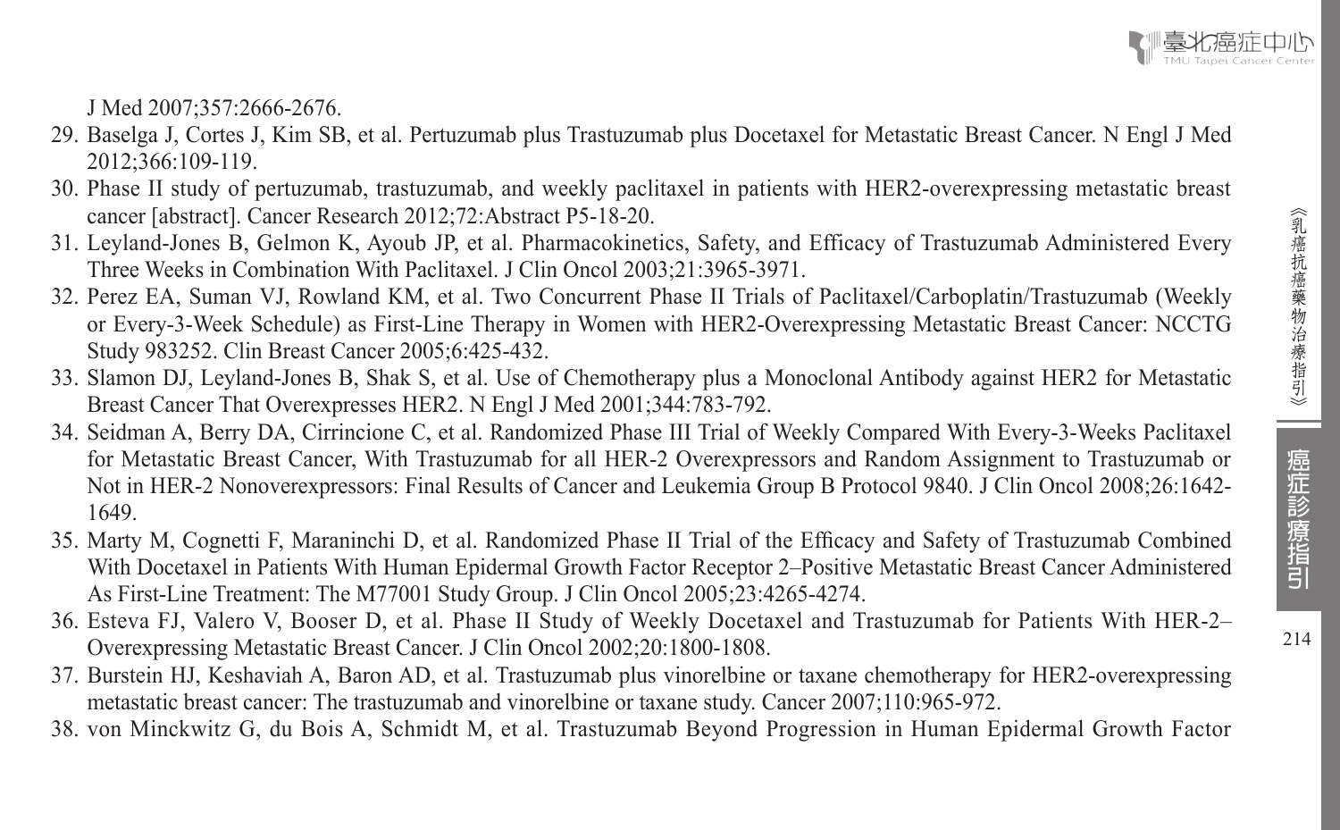J Med 2007;357:2666-2676.

29. Baselga J, Cortes J, Kim SB, et al. Pertuzumab plus Trastuzumab plus Docetaxel for Metastatic Breast Cancer. N Engl J Med 2012;366:109-119.
30. Phase II study of pertuzumab, trastuzumab, and weekly paclitaxel in patients with HER2-overexpressing metastatic breast cancer [abstract]. Cancer Research 2012;72:Abstract P5-18-20.
31. Leyland-Jones B, Gelmon K, Ayoub JP, et al. Pharmacokinetics, Safety, and Efficacy of Trastuzumab Administered Every Three Weeks in Combination With Paclitaxel. J Clin Oncol 2003;21:3965-3971.
32. Perez EA, Suman VJ, Rowland KM, et al. Two Concurrent Phase II Trials of Paclitaxel/Carboplatin/Trastuzumab (Weekly or Every-3-Week Schedule) as First-Line Therapy in Women with HER2-Overexpressing Metastatic Breast Cancer: NCCTG Study 983252. Clin Breast Cancer 2005;6:425-432.
33. Slamon DJ, Leyland-Jones B, Shak S, et al. Use of Chemotherapy plus a Monoclonal Antibody against HER2 for Metastatic Breast Cancer That Overexpresses HER2. N Engl J Med 2001;344:783-792.
34. Seidman A, Berry DA, Cirrincione C, et al. Randomized Phase III Trial of Weekly Compared With Every-3-Weeks Paclitaxel for Metastatic Breast Cancer, With Trastuzumab for all HER-2 Overexpressors and Random Assignment to Trastuzumab or Not in HER-2 Nonoverexpressors: Final Results of Cancer and Leukemia Group B Protocol 9840. J Clin Oncol 2008;26:1642-1649.
35. Marty M, Cognetti F, Maraninchi D, et al. Randomized Phase II Trial of the Efficacy and Safety of Trastuzumab Combined With Docetaxel in Patients With Human Epidermal Growth Factor Receptor 2–Positive Metastatic Breast Cancer Administered As First-Line Treatment: The M77001 Study Group. J Clin Oncol 2005;23:4265-4274.
36. Esteva FJ, Valero V, Booser D, et al. Phase II Study of Weekly Docetaxel and Trastuzumab for Patients With HER-2–Overexpressing Metastatic Breast Cancer. J Clin Oncol 2002;20:1800-1808.
37. Burstein HJ, Keshaviah A, Baron AD, et al. Trastuzumab plus vinorelbine or taxane chemotherapy for HER2-overexpressing metastatic breast cancer: The trastuzumab and vinorelbine or taxane study. Cancer 2007;110:965-972.
38. von Minckwitz G, du Bois A, Schmidt M, et al. Trastuzumab Beyond Progression in Human Epidermal Growth Factor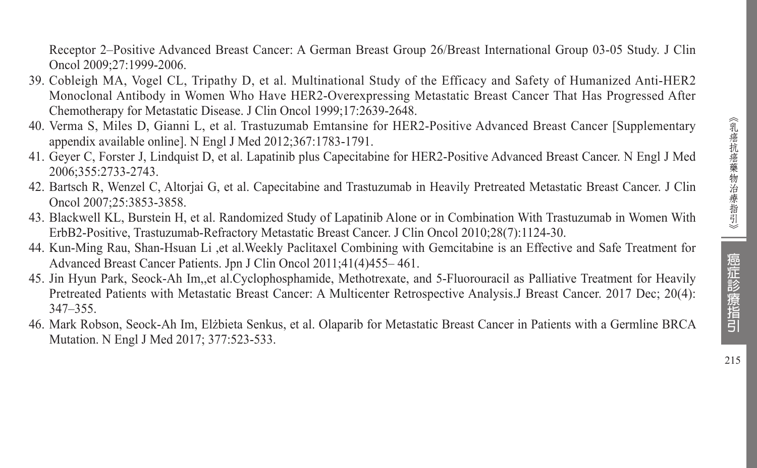Receptor 2–Positive Advanced Breast Cancer: A German Breast Group 26/Breast International Group 03-05 Study. J Clin Oncol 2009;27:1999-2006.

39. Cobleigh MA, Vogel CL, Tripathy D, et al. Multinational Study of the Efficacy and Safety of Humanized Anti-HER2 Monoclonal Antibody in Women Who Have HER2-Overexpressing Metastatic Breast Cancer That Has Progressed After Chemotherapy for Metastatic Disease. J Clin Oncol 1999;17:2639-2648.
40. Verma S, Miles D, Gianni L, et al. Trastuzumab Emtansine for HER2-Positive Advanced Breast Cancer [Supplementary appendix available online]. N Engl J Med 2012;367:1783-1791.
41. Geyer C, Forster J, Lindquist D, et al. Lapatinib plus Capecitabine for HER2-Positive Advanced Breast Cancer. N Engl J Med 2006;355:2733-2743.
42. Bartsch R, Wenzel C, Altorjai G, et al. Capecitabine and Trastuzumab in Heavily Pretreated Metastatic Breast Cancer. J Clin Oncol 2007;25:3853-3858.
43. Blackwell KL, Burstein H, et al. Randomized Study of Lapatinib Alone or in Combination With Trastuzumab in Women With ErbB2-Positive, Trastuzumab-Refractory Metastatic Breast Cancer. J Clin Oncol 2010;28(7):1124-30.
44. Kun-Ming Rau, Shan-Hsuan Li ,et al.Weekly Paclitaxel Combining with Gemcitabine is an Effective and Safe Treatment for Advanced Breast Cancer Patients. Jpn J Clin Oncol 2011;41(4)455– 461.
45. Jin Hyun Park, Seock-Ah Im,,et al.Cyclophosphamide, Methotrexate, and 5-Fluorouracil as Palliative Treatment for Heavily Pretreated Patients with Metastatic Breast Cancer: A Multicenter Retrospective Analysis.J Breast Cancer. 2017 Dec; 20(4): 347–355.
46. Mark Robson, Seock-Ah Im, Elżbieta Senkus, et al. Olaparib for Metastatic Breast Cancer in Patients with a Germline BRCA Mutation. N Engl J Med 2017; 377:523-533.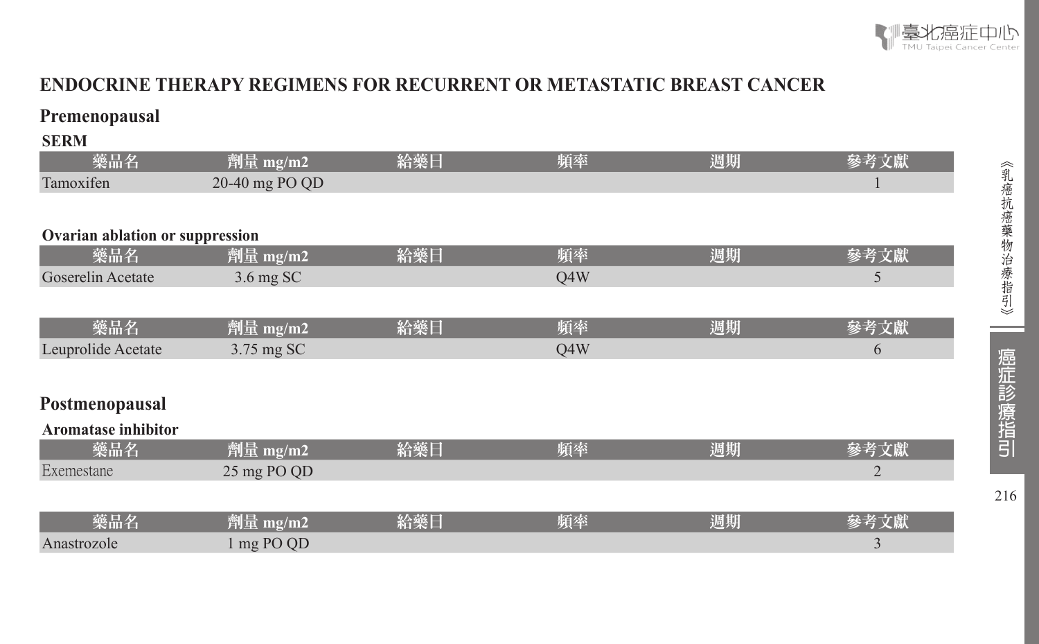## ENDOCRINE THERAPY REGIMENS FOR RECURRENT OR METASTATIC BREAST CANCER

### Premenopausal

#### SERM

| 藥品名 | 劑量 mg/m2 | 給藥日 | 頻率 | 週期 | 參考文獻 |
|---|---|---|---|---|---|
| Tamoxifen | 20-40 mg PO QD | | | | 1 |

#### Ovarian ablation or suppression

| 藥品名 | 劑量 mg/m2 | 給藥日 | 頻率 | 週期 | 參考文獻 |
|---|---|---|---|---|---|
| Goserelin Acetate | 3.6 mg SC | | Q4W | | 5 |

| 藥品名 | 劑量 mg/m2 | 給藥日 | 頻率 | 週期 | 參考文獻 |
|---|---|---|---|---|---|
| Leuprolide Acetate | 3.75 mg SC | | Q4W | | 6 |

### Postmenopausal

#### Aromatase inhibitor

| 藥品名 | 劑量 mg/m2 | 給藥日 | 頻率 | 週期 | 參考文獻 |
|---|---|---|---|---|---|
| Exemestane | 25 mg PO QD | | | | 2 |

| 藥品名 | 劑量 mg/m2 | 給藥日 | 頻率 | 週期 | 參考文獻 |
|---|---|---|---|---|---|
| Anastrozole | 1 mg PO QD | | | | 3 |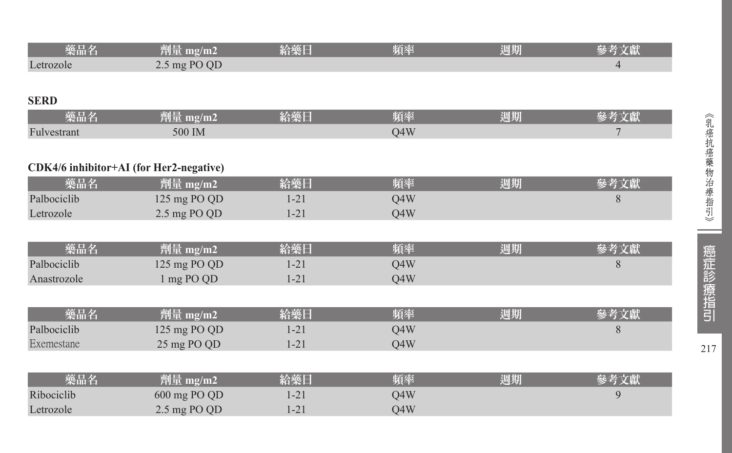| 藥品名 | 劑量 mg/m2 | 給藥日 | 頻率 | 週期 | 參考文獻 |
|---|---|---|---|---|---|
| Letrozole | 2.5 mg PO QD | | | | 4 |

**SERD**

| 藥品名 | 劑量 mg/m2 | 給藥日 | 頻率 | 週期 | 參考文獻 |
|---|---|---|---|---|---|
| Fulvestrant | 500 IM | | Q4W | | 7 |

**CDK4/6 inhibitor+AI (for Her2-negative)**

| 藥品名 | 劑量 mg/m2 | 給藥日 | 頻率 | 週期 | 參考文獻 |
|---|---|---|---|---|---|
| Palbociclib | 125 mg PO QD | 1-21 | Q4W | | 8 |
| Letrozole | 2.5 mg PO QD | 1-21 | Q4W | | |

| 藥品名 | 劑量 mg/m2 | 給藥日 | 頻率 | 週期 | 參考文獻 |
|---|---|---|---|---|---|
| Palbociclib | 125 mg PO QD | 1-21 | Q4W | | 8 |
| Anastrozole | 1 mg PO QD | 1-21 | Q4W | | |

| 藥品名 | 劑量 mg/m2 | 給藥日 | 頻率 | 週期 | 參考文獻 |
|---|---|---|---|---|---|
| Palbociclib | 125 mg PO QD | 1-21 | Q4W | | 8 |
| Exemestane | 25 mg PO QD | 1-21 | Q4W | | |

| 藥品名 | 劑量 mg/m2 | 給藥日 | 頻率 | 週期 | 參考文獻 |
|---|---|---|---|---|---|
| Ribociclib | 600 mg PO QD | 1-21 | Q4W | | 9 |
| Letrozole | 2.5 mg PO QD | 1-21 | Q4W | | |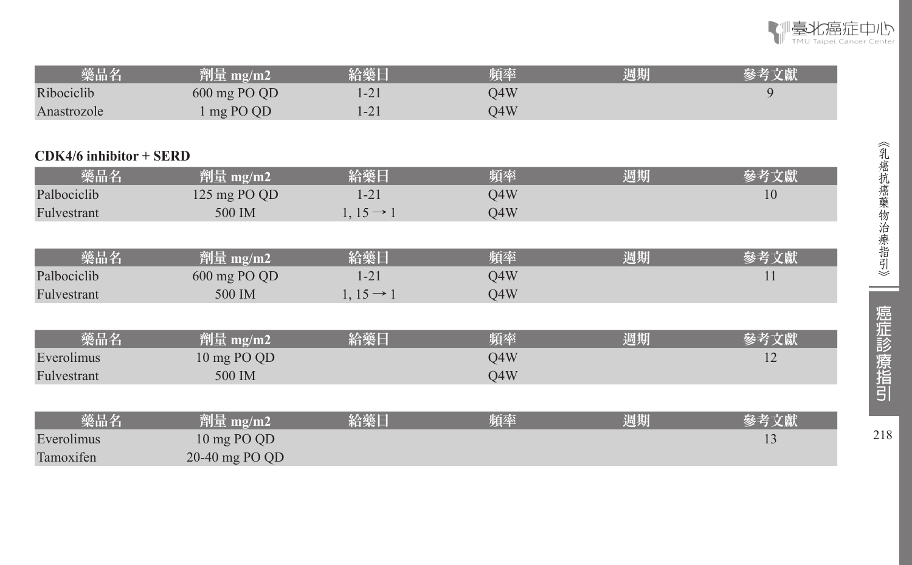| 藥品名 | 劑量 mg/m2 | 給藥日 | 頻率 | 週期 | 參考文獻 |
| --- | --- | --- | --- | --- | --- |
| Ribociclib | 600 mg PO QD | 1-21 | Q4W | | 9 |
| Anastrozole | 1 mg PO QD | 1-21 | Q4W | | |

**CDK4/6 inhibitor + SERD**

| 藥品名 | 劑量 mg/m2 | 給藥日 | 頻率 | 週期 | 參考文獻 |
| --- | --- | --- | --- | --- | --- |
| Palbociclib | 125 mg PO QD | 1-21 | Q4W | | 10 |
| Fulvestrant | 500 IM | 1, 15 → 1 | Q4W | | |

| 藥品名 | 劑量 mg/m2 | 給藥日 | 頻率 | 週期 | 參考文獻 |
| --- | --- | --- | --- | --- | --- |
| Palbociclib | 600 mg PO QD | 1-21 | Q4W | | 11 |
| Fulvestrant | 500 IM | 1, 15 → 1 | Q4W | | |

| 藥品名 | 劑量 mg/m2 | 給藥日 | 頻率 | 週期 | 參考文獻 |
| --- | --- | --- | --- | --- | --- |
| Everolimus | 10 mg PO QD | | Q4W | | 12 |
| Fulvestrant | 500 IM | | Q4W | | |

| 藥品名 | 劑量 mg/m2 | 給藥日 | 頻率 | 週期 | 參考文獻 |
| --- | --- | --- | --- | --- | --- |
| Everolimus | 10 mg PO QD | | | | 13 |
| Tamoxifen | 20-40 mg PO QD | | | | |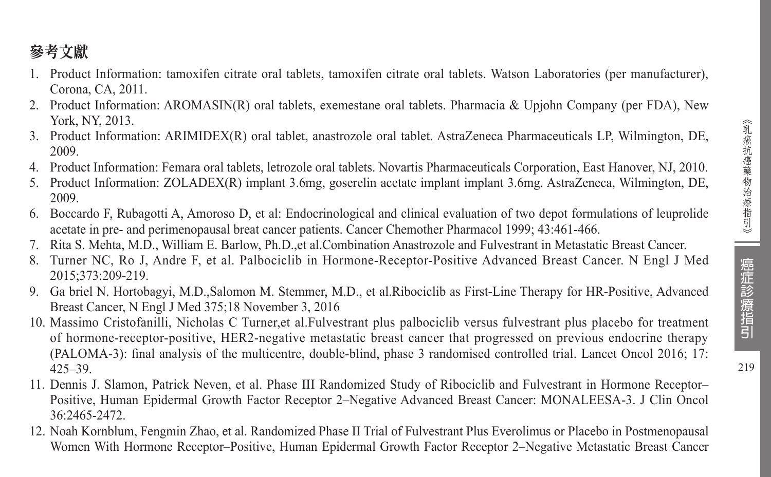## 參考文獻

1. Product Information: tamoxifen citrate oral tablets, tamoxifen citrate oral tablets. Watson Laboratories (per manufacturer), Corona, CA, 2011.
2. Product Information: AROMASIN(R) oral tablets, exemestane oral tablets. Pharmacia & Upjohn Company (per FDA), New York, NY, 2013.
3. Product Information: ARIMIDEX(R) oral tablet, anastrozole oral tablet. AstraZeneca Pharmaceuticals LP, Wilmington, DE, 2009.
4. Product Information: Femara oral tablets, letrozole oral tablets. Novartis Pharmaceuticals Corporation, East Hanover, NJ, 2010.
5. Product Information: ZOLADEX(R) implant 3.6mg, goserelin acetate implant implant 3.6mg. AstraZeneca, Wilmington, DE, 2009.
6. Boccardo F, Rubagotti A, Amoroso D, et al: Endocrinological and clinical evaluation of two depot formulations of leuprolide acetate in pre- and perimenopausal breat cancer patients. Cancer Chemother Pharmacol 1999; 43:461-466.
7. Rita S. Mehta, M.D., William E. Barlow, Ph.D.,et al.Combination Anastrozole and Fulvestrant in Metastatic Breast Cancer.
8. Turner NC, Ro J, Andre F, et al. Palbociclib in Hormone-Receptor-Positive Advanced Breast Cancer. N Engl J Med 2015;373:209-219.
9. Ga briel N. Hortobagyi, M.D.,Salomon M. Stemmer, M.D., et al.Ribociclib as First-Line Therapy for HR-Positive, Advanced Breast Cancer, N Engl J Med 375;18 November 3, 2016
10. Massimo Cristofanilli, Nicholas C Turner,et al.Fulvestrant plus palbociclib versus fulvestrant plus placebo for treatment of hormone-receptor-positive, HER2-negative metastatic breast cancer that progressed on previous endocrine therapy (PALOMA-3): final analysis of the multicentre, double-blind, phase 3 randomised controlled trial. Lancet Oncol 2016; 17: 425–39.
11. Dennis J. Slamon, Patrick Neven, et al. Phase III Randomized Study of Ribociclib and Fulvestrant in Hormone Receptor–Positive, Human Epidermal Growth Factor Receptor 2–Negative Advanced Breast Cancer: MONALEESA-3. J Clin Oncol 36:2465-2472.
12. Noah Kornblum, Fengmin Zhao, et al. Randomized Phase II Trial of Fulvestrant Plus Everolimus or Placebo in Postmenopausal Women With Hormone Receptor–Positive, Human Epidermal Growth Factor Receptor 2–Negative Metastatic Breast Cancer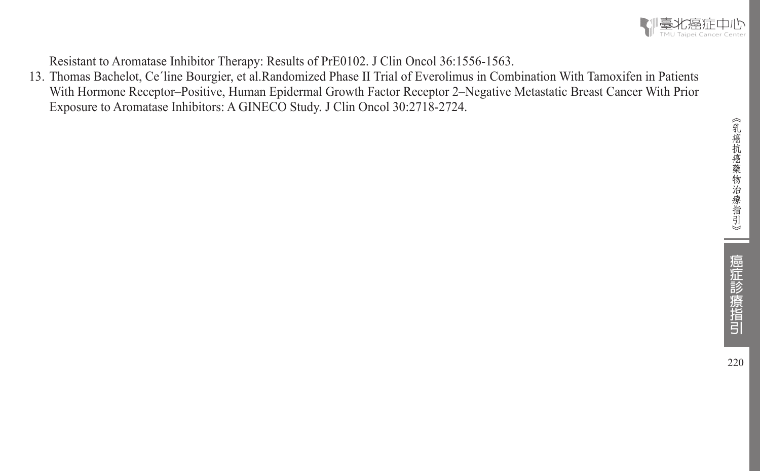Resistant to Aromatase Inhibitor Therapy: Results of PrE0102. J Clin Oncol 36:1556-1563.

13. Thomas Bachelot, Ce´line Bourgier, et al.Randomized Phase II Trial of Everolimus in Combination With Tamoxifen in Patients With Hormone Receptor–Positive, Human Epidermal Growth Factor Receptor 2–Negative Metastatic Breast Cancer With Prior Exposure to Aromatase Inhibitors: A GINECO Study. J Clin Oncol 30:2718-2724.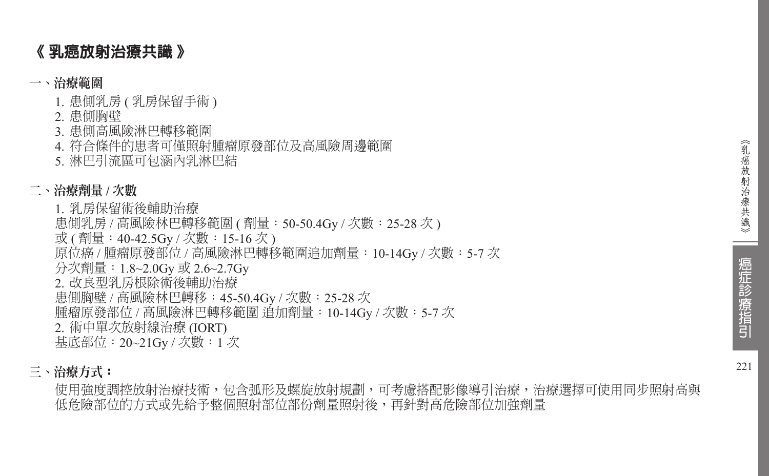# 《 乳癌放射治療共識 》

## 一、治療範圍

1. 患側乳房 ( 乳房保留手術 )
2. 患側胸壁
3. 患側高風險淋巴轉移範圍
4. 符合條件的患者可僅照射腫瘤原發部位及高風險周邊範圍
5. 淋巴引流區可包涵內乳淋巴結

## 二、治療劑量 / 次數

1. 乳房保留術後輔助治療
患側乳房 / 高風險林巴轉移範圍 ( 劑量：50-50.4Gy / 次數：25-28 次 )
或 ( 劑量：40-42.5Gy / 次數：15-16 次 )
原位癌 / 腫瘤原發部位 / 高風險淋巴轉移範圍追加劑量：10-14Gy / 次數：5-7 次
分次劑量：1.8~2.0Gy 或 2.6~2.7Gy
2. 改良型乳房根除術後輔助治療
患側胸壁 / 高風險林巴轉移：45-50.4Gy / 次數：25-28 次
腫瘤原發部位 / 高風險淋巴轉移範圍 追加劑量：10-14Gy / 次數：5-7 次
2. 術中單次放射線治療 (IORT)
基底部位：20~21Gy / 次數：1 次

## 三、治療方式：

使用強度調控放射治療技術，包含弧形及螺旋放射規劃，可考慮搭配影像導引治療，治療選擇可使用同步照射高與低危險部位的方式或先給予整個照射部位部份劑量照射後，再針對高危險部位加強劑量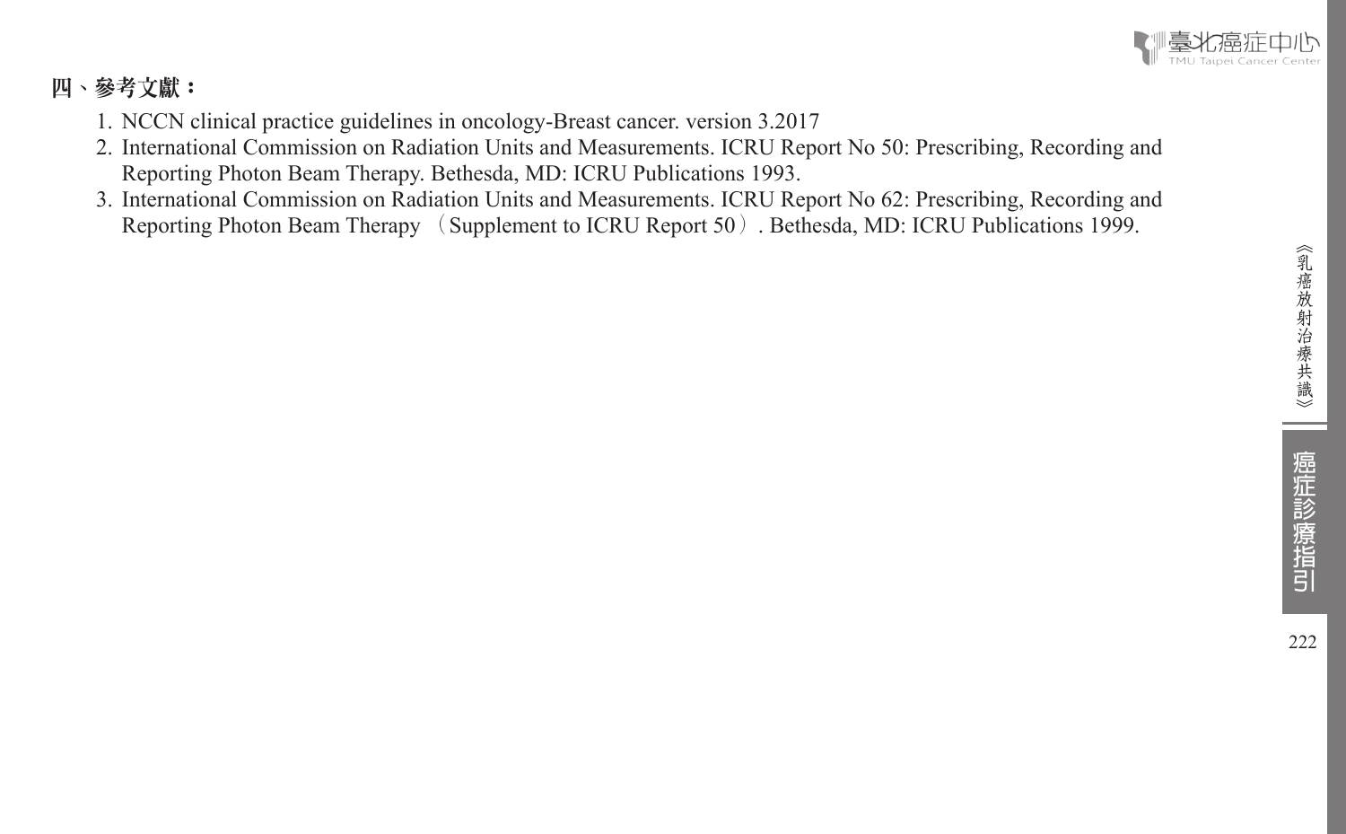## 四、參考文獻：

1. NCCN clinical practice guidelines in oncology-Breast cancer. version 3.2017
2. International Commission on Radiation Units and Measurements. ICRU Report No 50: Prescribing, Recording and Reporting Photon Beam Therapy. Bethesda, MD: ICRU Publications 1993.
3. International Commission on Radiation Units and Measurements. ICRU Report No 62: Prescribing, Recording and Reporting Photon Beam Therapy （Supplement to ICRU Report 50）. Bethesda, MD: ICRU Publications 1999.